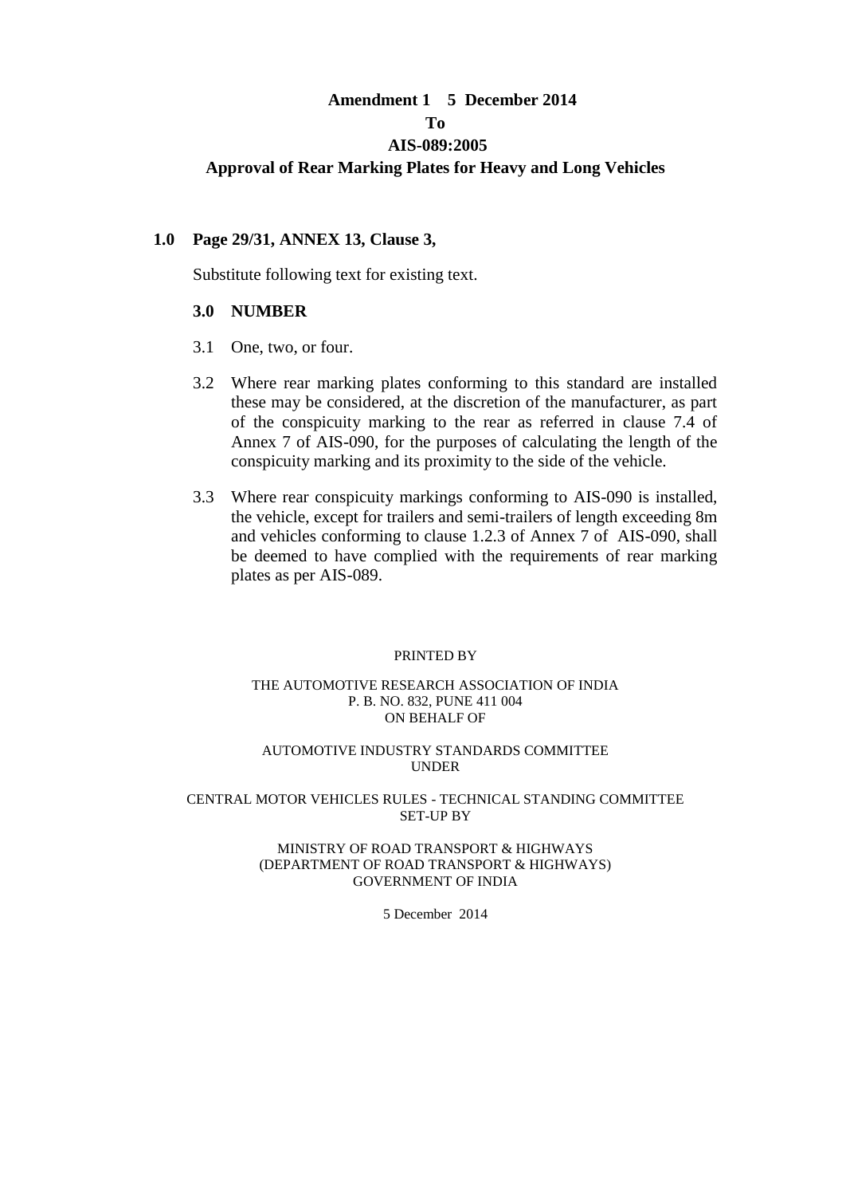# Amendment 1 5 December 2014

## To

## AIS-089:2005

## Approval of Rear Marking Plates for Heavy and Long Vehicles

**1.0 Page 29/31, ANNEX 13, Clause 3,**

Substitute following text for existing text.

**3.0 NUMBER**

3.1 One, two, or four.

3.2 Where rear marking plates conforming to this standard are installed these may be considered, at the discretion of the manufacturer, as part of the conspicuity marking to the rear as referred in clause 7.4 of Annex 7 of AIS-090, for the purposes of calculating the length of the conspicuity marking and its proximity to the side of the vehicle.

3.3 Where rear conspicuity markings conforming to AIS-090 is installed, the vehicle, except for trailers and semi-trailers of length exceeding 8m and vehicles conforming to clause 1.2.3 of Annex 7 of AIS-090, shall be deemed to have complied with the requirements of rear marking plates as per AIS-089.

PRINTED BY

THE AUTOMOTIVE RESEARCH ASSOCIATION OF INDIA
P. B. NO. 832, PUNE 411 004
ON BEHALF OF

AUTOMOTIVE INDUSTRY STANDARDS COMMITTEE
UNDER

CENTRAL MOTOR VEHICLES RULES - TECHNICAL STANDING COMMITTEE
SET-UP BY

MINISTRY OF ROAD TRANSPORT & HIGHWAYS
(DEPARTMENT OF ROAD TRANSPORT & HIGHWAYS)
GOVERNMENT OF INDIA

5 December 2014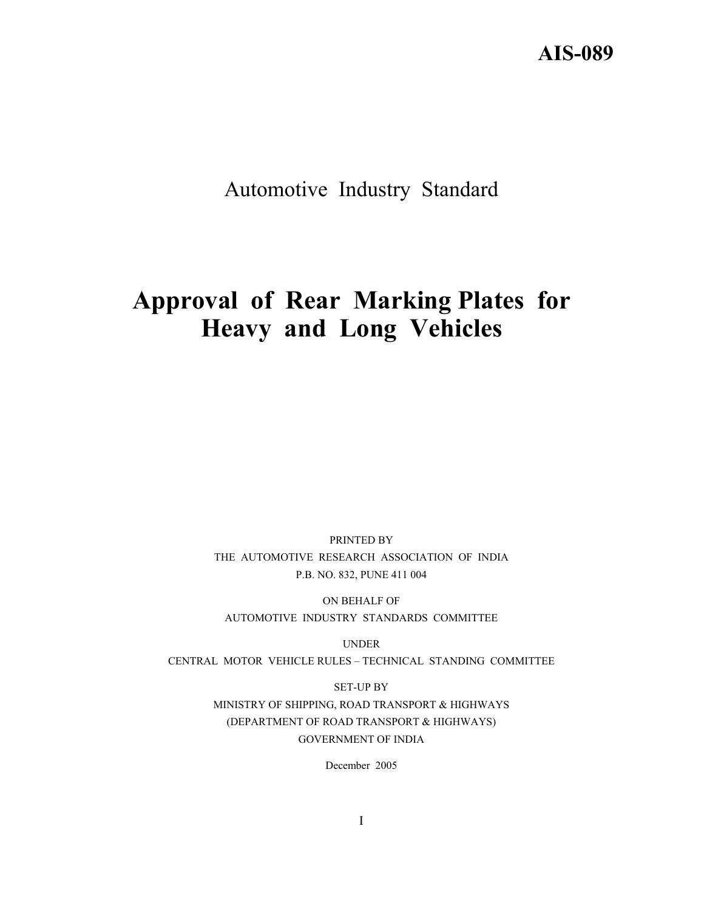**AIS-089**

Automotive Industry Standard

# Approval of Rear Marking Plates for Heavy and Long Vehicles

PRINTED BY
THE AUTOMOTIVE RESEARCH ASSOCIATION OF INDIA
P.B. NO. 832, PUNE 411 004

ON BEHALF OF
AUTOMOTIVE INDUSTRY STANDARDS COMMITTEE

UNDER
CENTRAL MOTOR VEHICLE RULES – TECHNICAL STANDING COMMITTEE

SET-UP BY
MINISTRY OF SHIPPING, ROAD TRANSPORT & HIGHWAYS
(DEPARTMENT OF ROAD TRANSPORT & HIGHWAYS)
GOVERNMENT OF INDIA

December 2005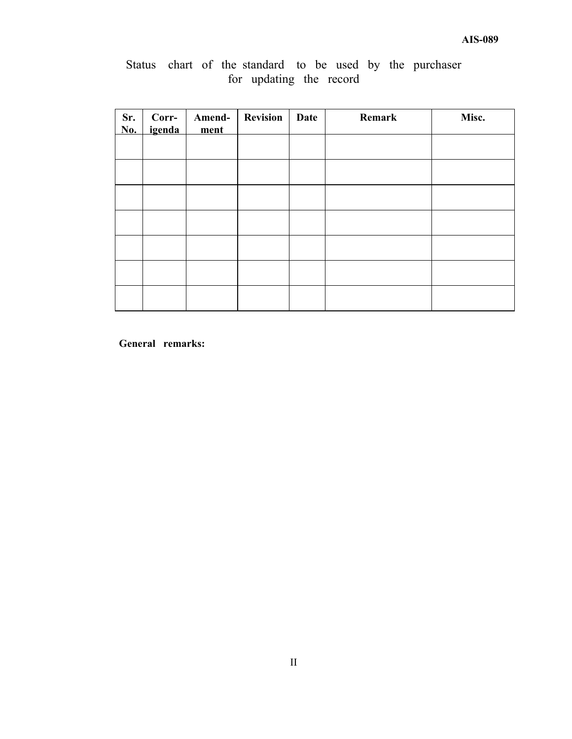Status chart of the standard to be used by the purchaser for updating the record

| Sr. No. | Corr-igenda | Amend-ment | Revision | Date | Remark | Misc. |
|---|---|---|---|---|---|---|
| | | | | | | |
| | | | | | | |
| | | | | | | |
| | | | | | | |
| | | | | | | |
| | | | | | | |
| | | | | | | |

**General remarks:**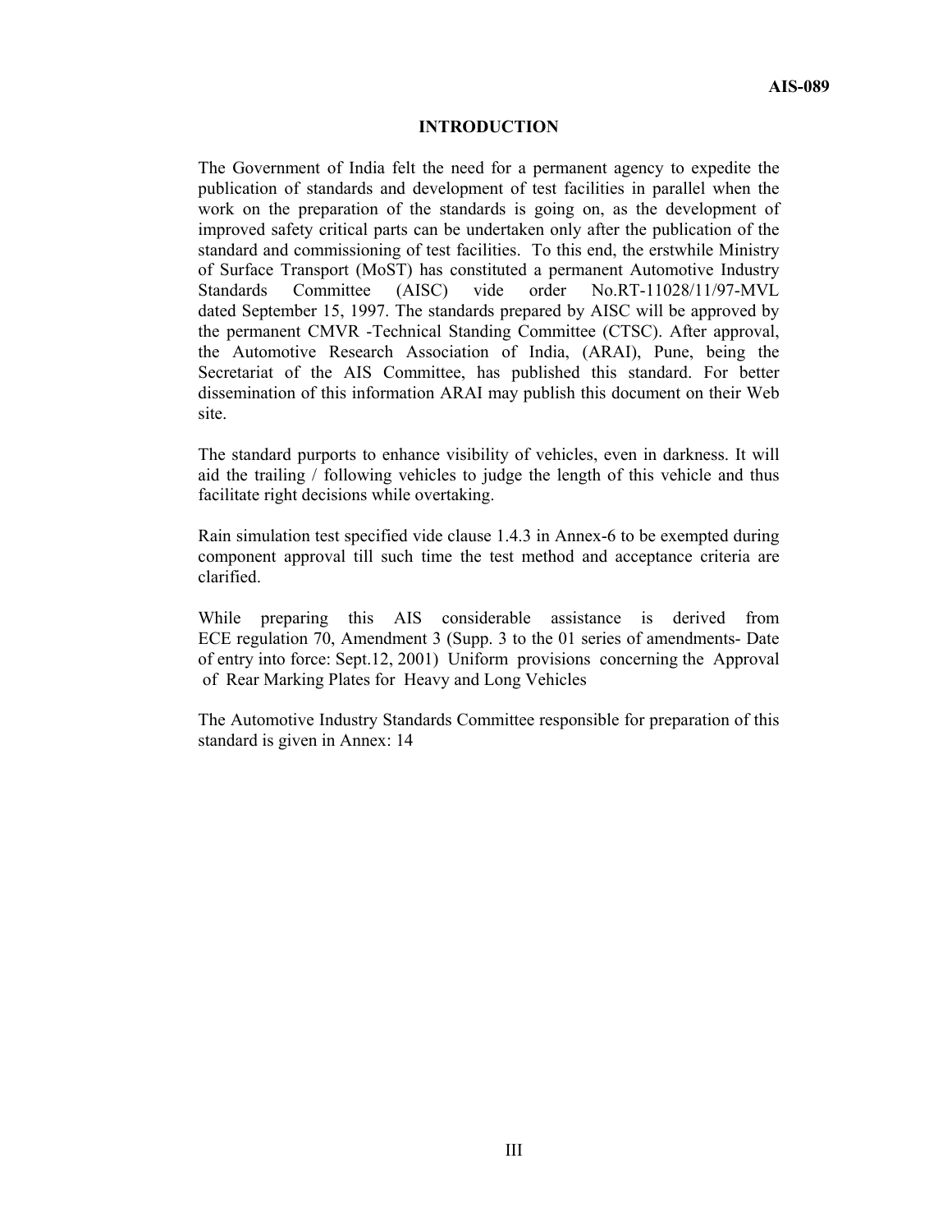## INTRODUCTION

The Government of India felt the need for a permanent agency to expedite the publication of standards and development of test facilities in parallel when the work on the preparation of the standards is going on, as the development of improved safety critical parts can be undertaken only after the publication of the standard and commissioning of test facilities. To this end, the erstwhile Ministry of Surface Transport (MoST) has constituted a permanent Automotive Industry Standards Committee (AISC) vide order No.RT-11028/11/97-MVL dated September 15, 1997. The standards prepared by AISC will be approved by the permanent CMVR -Technical Standing Committee (CTSC). After approval, the Automotive Research Association of India, (ARAI), Pune, being the Secretariat of the AIS Committee, has published this standard. For better dissemination of this information ARAI may publish this document on their Web site.

The standard purports to enhance visibility of vehicles, even in darkness. It will aid the trailing / following vehicles to judge the length of this vehicle and thus facilitate right decisions while overtaking.

Rain simulation test specified vide clause 1.4.3 in Annex-6 to be exempted during component approval till such time the test method and acceptance criteria are clarified.

While preparing this AIS considerable assistance is derived from ECE regulation 70, Amendment 3 (Supp. 3 to the 01 series of amendments- Date of entry into force: Sept.12, 2001) Uniform provisions concerning the Approval of Rear Marking Plates for Heavy and Long Vehicles

The Automotive Industry Standards Committee responsible for preparation of this standard is given in Annex: 14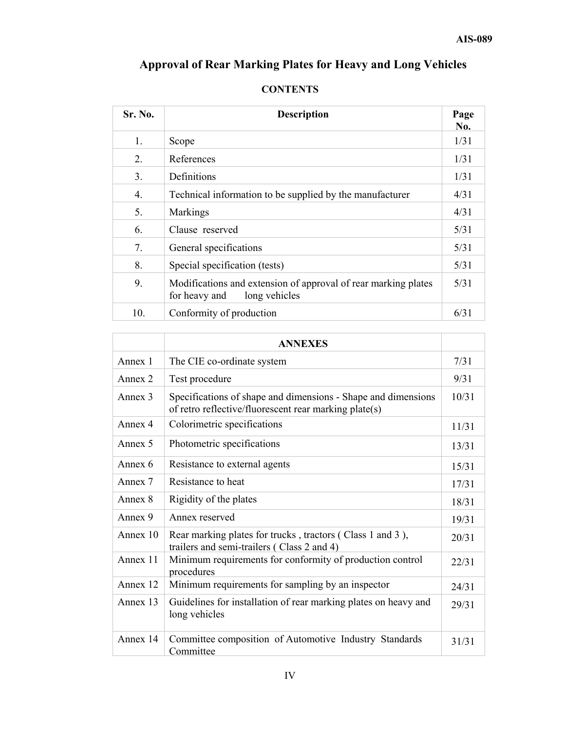# Approval of Rear Marking Plates for Heavy and Long Vehicles

## CONTENTS

| Sr. No. | Description | Page No. |
|---|---|---|
| 1. | Scope | 1/31 |
| 2. | References | 1/31 |
| 3. | Definitions | 1/31 |
| 4. | Technical information to be supplied by the manufacturer | 4/31 |
| 5. | Markings | 4/31 |
| 6. | Clause reserved | 5/31 |
| 7. | General specifications | 5/31 |
| 8. | Special specification (tests) | 5/31 |
| 9. | Modifications and extension of approval of rear marking plates for heavy and long vehicles | 5/31 |
| 10. | Conformity of production | 6/31 |

| | ANNEXES | |
|---|---|---|
| Annex 1 | The CIE co-ordinate system | 7/31 |
| Annex 2 | Test procedure | 9/31 |
| Annex 3 | Specifications of shape and dimensions - Shape and dimensions of retro reflective/fluorescent rear marking plate(s) | 10/31 |
| Annex 4 | Colorimetric specifications | 11/31 |
| Annex 5 | Photometric specifications | 13/31 |
| Annex 6 | Resistance to external agents | 15/31 |
| Annex 7 | Resistance to heat | 17/31 |
| Annex 8 | Rigidity of the plates | 18/31 |
| Annex 9 | Annex reserved | 19/31 |
| Annex 10 | Rear marking plates for trucks , tractors ( Class 1 and 3 ), trailers and semi-trailers ( Class 2 and 4) | 20/31 |
| Annex 11 | Minimum requirements for conformity of production control procedures | 22/31 |
| Annex 12 | Minimum requirements for sampling by an inspector | 24/31 |
| Annex 13 | Guidelines for installation of rear marking plates on heavy and long vehicles | 29/31 |
| Annex 14 | Committee composition of Automotive Industry Standards Committee | 31/31 |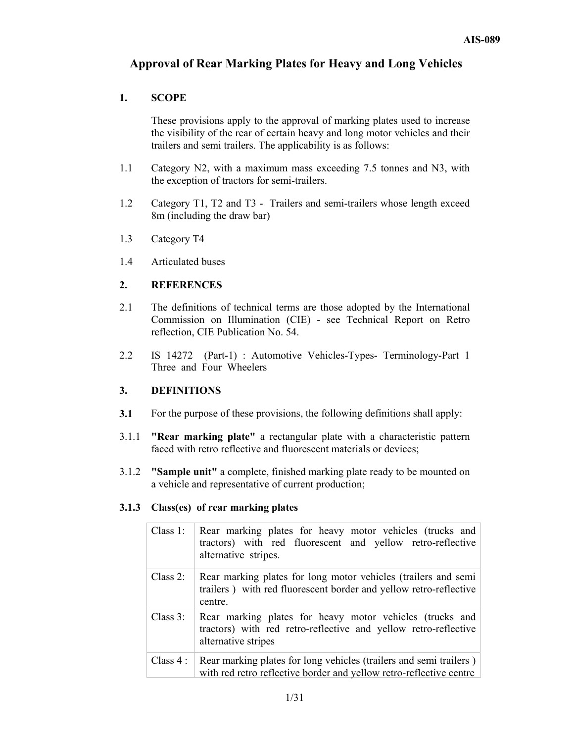# Approval of Rear Marking Plates for Heavy and Long Vehicles

## 1. SCOPE

These provisions apply to the approval of marking plates used to increase the visibility of the rear of certain heavy and long motor vehicles and their trailers and semi trailers. The applicability is as follows:

1.1 Category N2, with a maximum mass exceeding 7.5 tonnes and N3, with the exception of tractors for semi-trailers.

1.2 Category T1, T2 and T3 - Trailers and semi-trailers whose length exceed 8m (including the draw bar)

1.3 Category T4

1.4 Articulated buses

## 2. REFERENCES

2.1 The definitions of technical terms are those adopted by the International Commission on Illumination (CIE) - see Technical Report on Retro reflection, CIE Publication No. 54.

2.2 IS 14272 (Part-1) : Automotive Vehicles-Types- Terminology-Part 1 Three and Four Wheelers

## 3. DEFINITIONS

**3.1** For the purpose of these provisions, the following definitions shall apply:

3.1.1 **"Rear marking plate"** a rectangular plate with a characteristic pattern faced with retro reflective and fluorescent materials or devices;

3.1.2 **"Sample unit"** a complete, finished marking plate ready to be mounted on a vehicle and representative of current production;

**3.1.3 Class(es) of rear marking plates**

| | |
|---|---|
| Class 1: | Rear marking plates for heavy motor vehicles (trucks and tractors) with red fluorescent and yellow retro-reflective alternative stripes. |
| Class 2: | Rear marking plates for long motor vehicles (trailers and semi trailers ) with red fluorescent border and yellow retro-reflective centre. |
| Class 3: | Rear marking plates for heavy motor vehicles (trucks and tractors) with red retro-reflective and yellow retro-reflective alternative stripes |
| Class 4 : | Rear marking plates for long vehicles (trailers and semi trailers ) with red retro reflective border and yellow retro-reflective centre |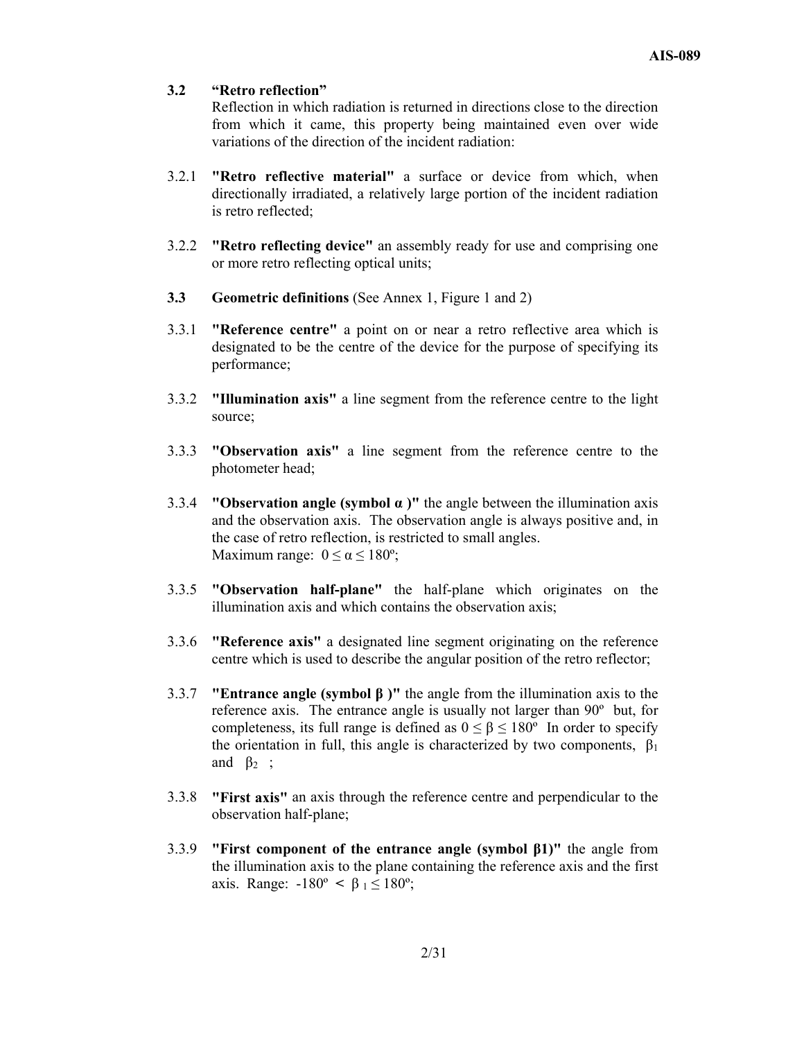**3.2 "Retro reflection"**

Reflection in which radiation is returned in directions close to the direction from which it came, this property being maintained even over wide variations of the direction of the incident radiation:

3.2.1 **"Retro reflective material"** a surface or device from which, when directionally irradiated, a relatively large portion of the incident radiation is retro reflected;

3.2.2 **"Retro reflecting device"** an assembly ready for use and comprising one or more retro reflecting optical units;

**3.3 Geometric definitions** (See Annex 1, Figure 1 and 2)

3.3.1 **"Reference centre"** a point on or near a retro reflective area which is designated to be the centre of the device for the purpose of specifying its performance;

3.3.2 **"Illumination axis"** a line segment from the reference centre to the light source;

3.3.3 **"Observation axis"** a line segment from the reference centre to the photometer head;

3.3.4 **"Observation angle (symbol α )"** the angle between the illumination axis and the observation axis. The observation angle is always positive and, in the case of retro reflection, is restricted to small angles.
Maximum range: $0 \leq \alpha \leq 180°$;

3.3.5 **"Observation half-plane"** the half-plane which originates on the illumination axis and which contains the observation axis;

3.3.6 **"Reference axis"** a designated line segment originating on the reference centre which is used to describe the angular position of the retro reflector;

3.3.7 **"Entrance angle (symbol β )"** the angle from the illumination axis to the reference axis. The entrance angle is usually not larger than 90º but, for completeness, its full range is defined as $0 \leq \beta \leq 180°$ In order to specify the orientation in full, this angle is characterized by two components, $\beta_1$ and $\beta_2$ ;

3.3.8 **"First axis"** an axis through the reference centre and perpendicular to the observation half-plane;

3.3.9 **"First component of the entrance angle (symbol β1)"** the angle from the illumination axis to the plane containing the reference axis and the first axis. Range: $-180° < \beta_1 \leq 180°$;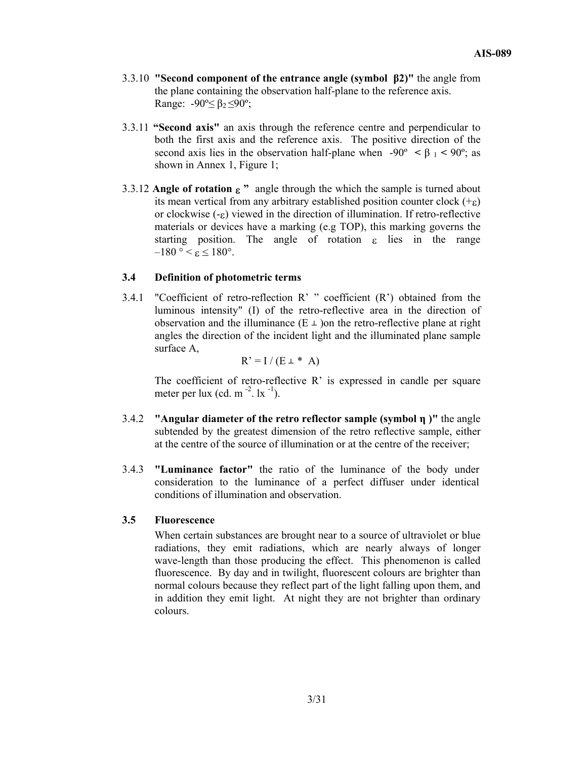3.3.10 **"Second component of the entrance angle (symbol $\beta 2$)"** the angle from the plane containing the observation half-plane to the reference axis. Range: $-90^{o} \leq \beta_2 \leq 90^{o}$;

3.3.11 **"Second axis"** an axis through the reference centre and perpendicular to both the first axis and the reference axis. The positive direction of the second axis lies in the observation half-plane when $-90^{o} < \beta_1 < 90^{o}$; as shown in Annex 1, Figure 1;

3.3.12 **Angle of rotation $\varepsilon$ "** angle through the which the sample is turned about its mean vertical from any arbitrary established position counter clock ($+\varepsilon$) or clockwise ($-\varepsilon$) viewed in the direction of illumination. If retro-reflective materials or devices have a marking (e.g TOP), this marking governs the starting position. The angle of rotation $\varepsilon$ lies in the range $-180° < \varepsilon \leq 180°$.

### 3.4 Definition of photometric terms

3.4.1 "Coefficient of retro-reflection R' " coefficient (R') obtained from the luminous intensity" (I) of the retro-reflective area in the direction of observation and the illuminance ($E \perp$ )on the retro-reflective plane at right angles the direction of the incident light and the illuminated plane sample surface A,

$$R' = I / (E \perp * A)$$

The coefficient of retro-reflective R' is expressed in candle per square meter per lux ($cd. m^{-2}. lx^{-1}$).

3.4.2 **"Angular diameter of the retro reflector sample (symbol $\eta$ )"** the angle subtended by the greatest dimension of the retro reflective sample, either at the centre of the source of illumination or at the centre of the receiver;

3.4.3 **"Luminance factor"** the ratio of the luminance of the body under consideration to the luminance of a perfect diffuser under identical conditions of illumination and observation.

### 3.5 Fluorescence

When certain substances are brought near to a source of ultraviolet or blue radiations, they emit radiations, which are nearly always of longer wave-length than those producing the effect. This phenomenon is called fluorescence. By day and in twilight, fluorescent colours are brighter than normal colours because they reflect part of the light falling upon them, and in addition they emit light. At night they are not brighter than ordinary colours.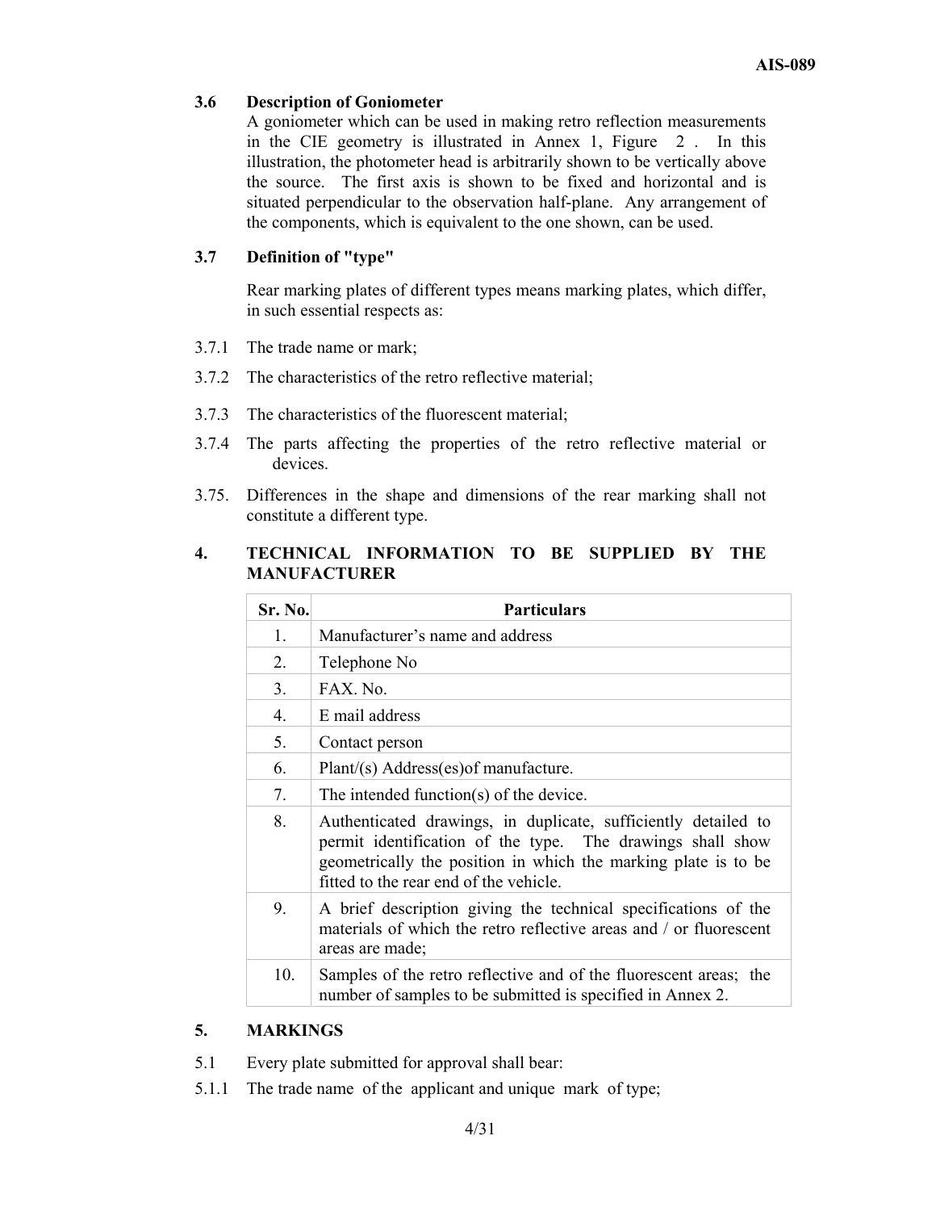### 3.6 Description of Goniometer

A goniometer which can be used in making retro reflection measurements in the CIE geometry is illustrated in Annex 1, Figure 2 . In this illustration, the photometer head is arbitrarily shown to be vertically above the source. The first axis is shown to be fixed and horizontal and is situated perpendicular to the observation half-plane. Any arrangement of the components, which is equivalent to the one shown, can be used.

### 3.7 Definition of "type"

Rear marking plates of different types means marking plates, which differ, in such essential respects as:

3.7.1 The trade name or mark;

3.7.2 The characteristics of the retro reflective material;

3.7.3 The characteristics of the fluorescent material;

3.7.4 The parts affecting the properties of the retro reflective material or devices.

3.75. Differences in the shape and dimensions of the rear marking shall not constitute a different type.

## 4. TECHNICAL INFORMATION TO BE SUPPLIED BY THE MANUFACTURER

| Sr. No. | Particulars |
|---|---|
| 1. | Manufacturer's name and address |
| 2. | Telephone No |
| 3. | FAX. No. |
| 4. | E mail address |
| 5. | Contact person |
| 6. | Plant/(s) Address(es)of manufacture. |
| 7. | The intended function(s) of the device. |
| 8. | Authenticated drawings, in duplicate, sufficiently detailed to permit identification of the type. The drawings shall show geometrically the position in which the marking plate is to be fitted to the rear end of the vehicle. |
| 9. | A brief description giving the technical specifications of the materials of which the retro reflective areas and / or fluorescent areas are made; |
| 10. | Samples of the retro reflective and of the fluorescent areas; the number of samples to be submitted is specified in Annex 2. |

## 5. MARKINGS

5.1 Every plate submitted for approval shall bear:

5.1.1 The trade name of the applicant and unique mark of type;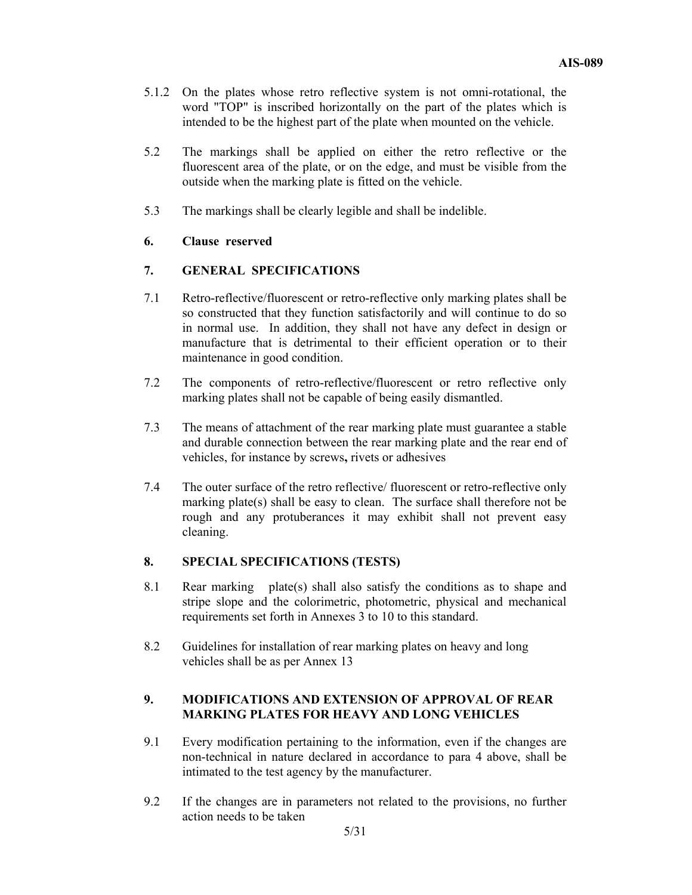5.1.2 On the plates whose retro reflective system is not omni-rotational, the word "TOP" is inscribed horizontally on the part of the plates which is intended to be the highest part of the plate when mounted on the vehicle.

5.2 The markings shall be applied on either the retro reflective or the fluorescent area of the plate, or on the edge, and must be visible from the outside when the marking plate is fitted on the vehicle.

5.3 The markings shall be clearly legible and shall be indelible.

**6. Clause reserved**

**7. GENERAL SPECIFICATIONS**

7.1 Retro-reflective/fluorescent or retro-reflective only marking plates shall be so constructed that they function satisfactorily and will continue to do so in normal use. In addition, they shall not have any defect in design or manufacture that is detrimental to their efficient operation or to their maintenance in good condition.

7.2 The components of retro-reflective/fluorescent or retro reflective only marking plates shall not be capable of being easily dismantled.

7.3 The means of attachment of the rear marking plate must guarantee a stable and durable connection between the rear marking plate and the rear end of vehicles, for instance by screws**,** rivets or adhesives

7.4 The outer surface of the retro reflective/ fluorescent or retro-reflective only marking plate(s) shall be easy to clean. The surface shall therefore not be rough and any protuberances it may exhibit shall not prevent easy cleaning.

**8. SPECIAL SPECIFICATIONS (TESTS)**

8.1 Rear marking plate(s) shall also satisfy the conditions as to shape and stripe slope and the colorimetric, photometric, physical and mechanical requirements set forth in Annexes 3 to 10 to this standard.

8.2 Guidelines for installation of rear marking plates on heavy and long vehicles shall be as per Annex 13

**9. MODIFICATIONS AND EXTENSION OF APPROVAL OF REAR MARKING PLATES FOR HEAVY AND LONG VEHICLES**

9.1 Every modification pertaining to the information, even if the changes are non-technical in nature declared in accordance to para 4 above, shall be intimated to the test agency by the manufacturer.

9.2 If the changes are in parameters not related to the provisions, no further action needs to be taken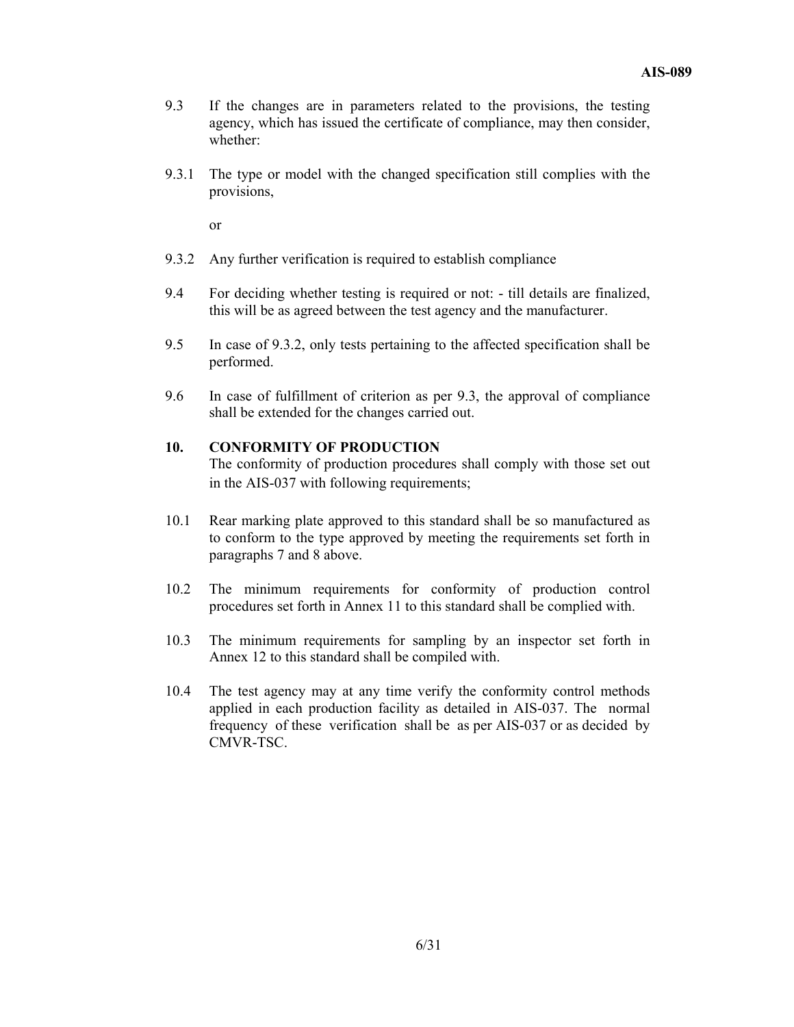9.3 If the changes are in parameters related to the provisions, the testing agency, which has issued the certificate of compliance, may then consider, whether:

9.3.1 The type or model with the changed specification still complies with the provisions,

or

9.3.2 Any further verification is required to establish compliance

9.4 For deciding whether testing is required or not: - till details are finalized, this will be as agreed between the test agency and the manufacturer.

9.5 In case of 9.3.2, only tests pertaining to the affected specification shall be performed.

9.6 In case of fulfillment of criterion as per 9.3, the approval of compliance shall be extended for the changes carried out.

## 10. CONFORMITY OF PRODUCTION

The conformity of production procedures shall comply with those set out in the AIS-037 with following requirements;

10.1 Rear marking plate approved to this standard shall be so manufactured as to conform to the type approved by meeting the requirements set forth in paragraphs 7 and 8 above.

10.2 The minimum requirements for conformity of production control procedures set forth in Annex 11 to this standard shall be complied with.

10.3 The minimum requirements for sampling by an inspector set forth in Annex 12 to this standard shall be compiled with.

10.4 The test agency may at any time verify the conformity control methods applied in each production facility as detailed in AIS-037. The normal frequency of these verification shall be as per AIS-037 or as decided by CMVR-TSC.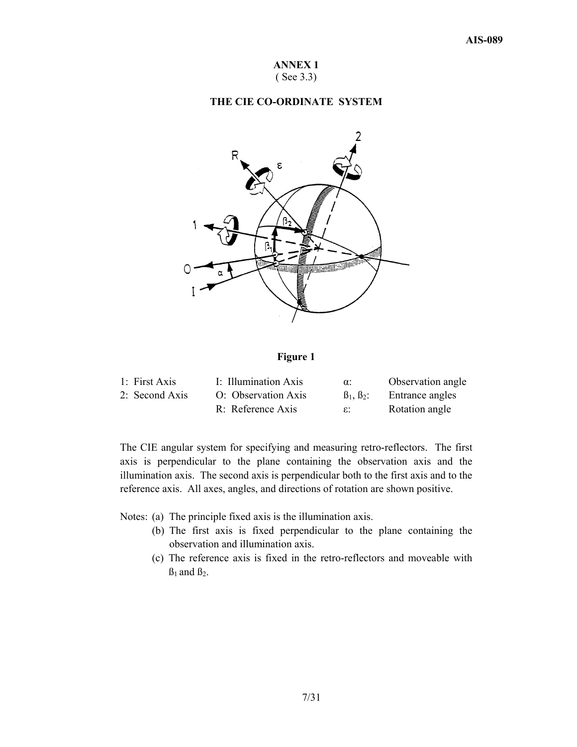## ANNEX 1

( See 3.3)

### THE CIE CO-ORDINATE SYSTEM

R

ε

2

1

$\beta_2$

$\beta_1$

O

α

I

**Figure 1**

| | | | |
|---|---|---|---|
| 1: First Axis | I: Illumination Axis | α: | Observation angle |
| 2: Second Axis | O: Observation Axis | $\beta_1$, $\beta_2$: | Entrance angles |
| | R: Reference Axis | ε: | Rotation angle |

The CIE angular system for specifying and measuring retro-reflectors. The first axis is perpendicular to the plane containing the observation axis and the illumination axis. The second axis is perpendicular both to the first axis and to the reference axis. All axes, angles, and directions of rotation are shown positive.

Notes: (a) The principle fixed axis is the illumination axis.

(b) The first axis is fixed perpendicular to the plane containing the observation and illumination axis.

(c) The reference axis is fixed in the retro-reflectors and moveable with $\beta_1$ and $\beta_2$.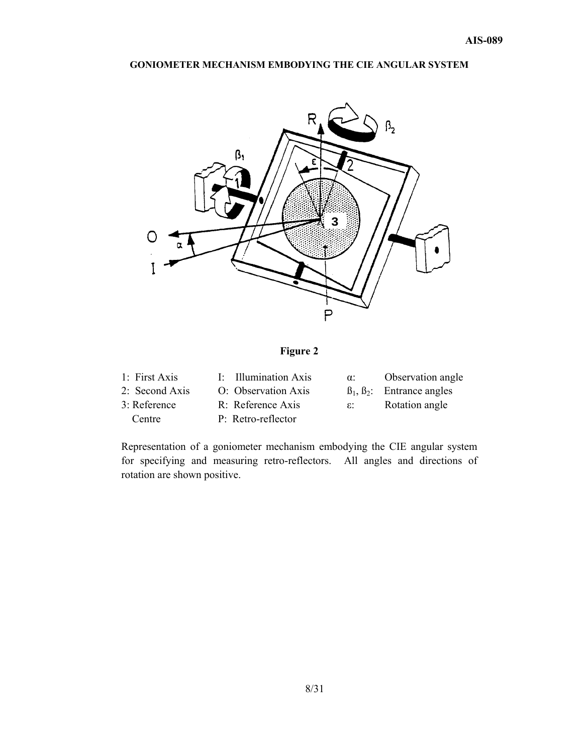**GONIOMETER MECHANISM EMBODYING THE CIE ANGULAR SYSTEM**

**Figure 2**

| | | |
|---|---|---|
| 1: First Axis | I: Illumination Axis | $\alpha$: Observation angle |
| 2: Second Axis | O: Observation Axis | $\beta_1$, $\beta_2$: Entrance angles |
| 3: Reference Centre | R: Reference Axis | $\varepsilon$: Rotation angle |
| | P: Retro-reflector | |

Representation of a goniometer mechanism embodying the CIE angular system for specifying and measuring retro-reflectors. All angles and directions of rotation are shown positive.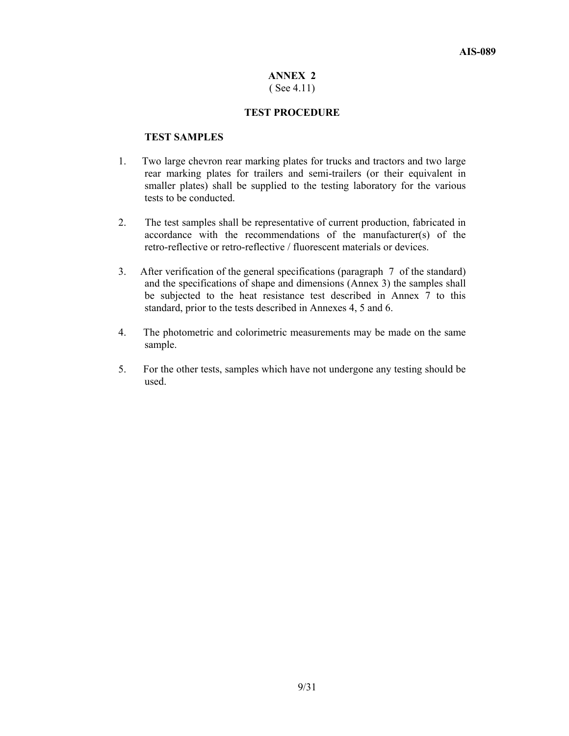## ANNEX 2

( See 4.11)

### TEST PROCEDURE

#### TEST SAMPLES

1. Two large chevron rear marking plates for trucks and tractors and two large rear marking plates for trailers and semi-trailers (or their equivalent in smaller plates) shall be supplied to the testing laboratory for the various tests to be conducted.

2. The test samples shall be representative of current production, fabricated in accordance with the recommendations of the manufacturer(s) of the retro-reflective or retro-reflective / fluorescent materials or devices.

3. After verification of the general specifications (paragraph 7 of the standard) and the specifications of shape and dimensions (Annex 3) the samples shall be subjected to the heat resistance test described in Annex 7 to this standard, prior to the tests described in Annexes 4, 5 and 6.

4. The photometric and colorimetric measurements may be made on the same sample.

5. For the other tests, samples which have not undergone any testing should be used.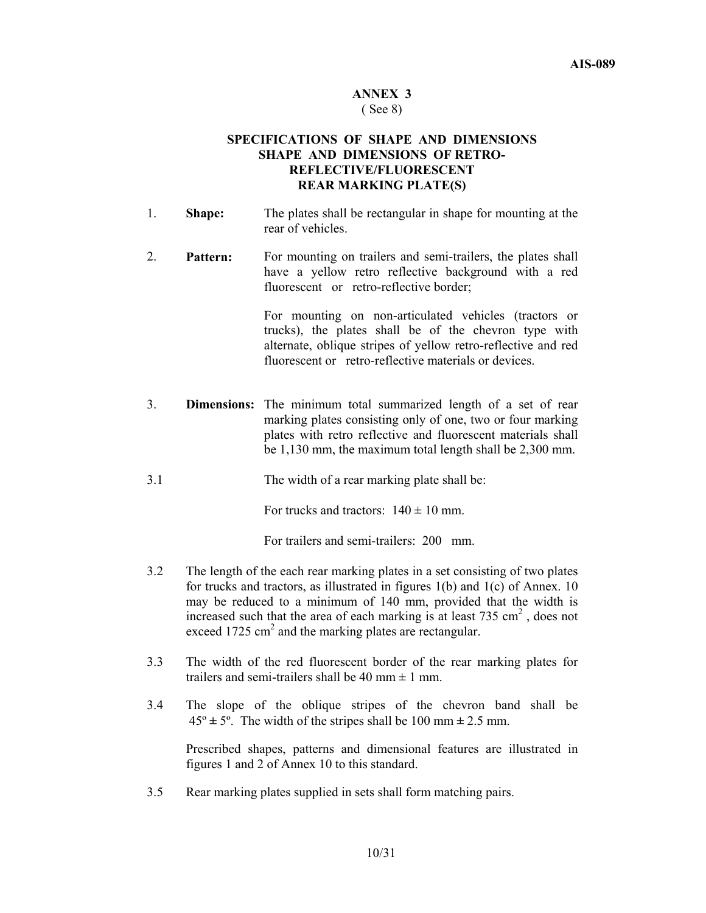## ANNEX 3

( See 8)

### SPECIFICATIONS OF SHAPE AND DIMENSIONS SHAPE AND DIMENSIONS OF RETRO-REFLECTIVE/FLUORESCENT REAR MARKING PLATE(S)

1. **Shape:** The plates shall be rectangular in shape for mounting at the rear of vehicles.

2. **Pattern:** For mounting on trailers and semi-trailers, the plates shall have a yellow retro reflective background with a red fluorescent or retro-reflective border;

   For mounting on non-articulated vehicles (tractors or trucks), the plates shall be of the chevron type with alternate, oblique stripes of yellow retro-reflective and red fluorescent or retro-reflective materials or devices.

3. **Dimensions:** The minimum total summarized length of a set of rear marking plates consisting only of one, two or four marking plates with retro reflective and fluorescent materials shall be 1,130 mm, the maximum total length shall be 2,300 mm.

3.1 The width of a rear marking plate shall be:

For trucks and tractors: $140 \pm 10$ mm.

For trailers and semi-trailers: 200 mm.

3.2 The length of the each rear marking plates in a set consisting of two plates for trucks and tractors, as illustrated in figures 1(b) and 1(c) of Annex. 10 may be reduced to a minimum of 140 mm, provided that the width is increased such that the area of each marking is at least 735 $cm^2$ , does not exceed 1725 $cm^2$ and the marking plates are rectangular.

3.3 The width of the red fluorescent border of the rear marking plates for trailers and semi-trailers shall be 40 mm $\pm$ 1 mm.

3.4 The slope of the oblique stripes of the chevron band shall be $45^\circ \pm 5^\circ$. The width of the stripes shall be 100 mm $\pm$ 2.5 mm.

Prescribed shapes, patterns and dimensional features are illustrated in figures 1 and 2 of Annex 10 to this standard.

3.5 Rear marking plates supplied in sets shall form matching pairs.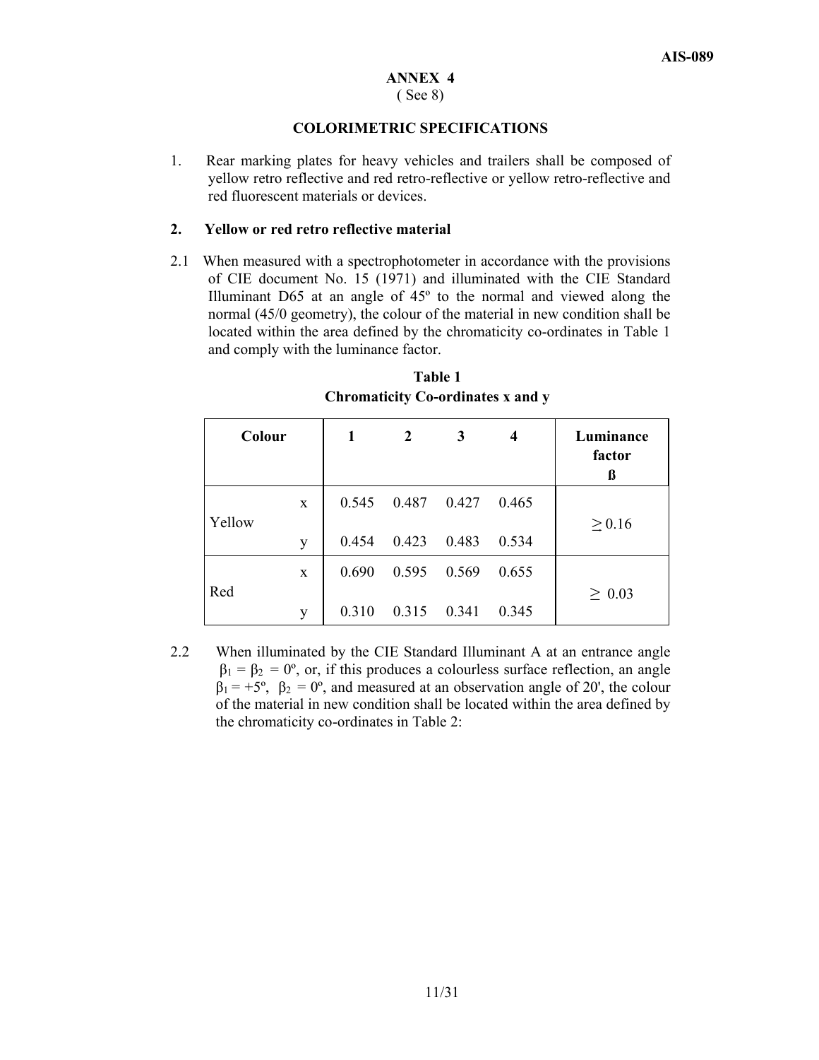## ANNEX 4
( See 8)

### COLORIMETRIC SPECIFICATIONS

1. Rear marking plates for heavy vehicles and trailers shall be composed of yellow retro reflective and red retro-reflective or yellow retro-reflective and red fluorescent materials or devices.

**2. Yellow or red retro reflective material**

2.1 When measured with a spectrophotometer in accordance with the provisions of CIE document No. 15 (1971) and illuminated with the CIE Standard Illuminant D65 at an angle of 45º to the normal and viewed along the normal (45/0 geometry), the colour of the material in new condition shall be located within the area defined by the chromaticity co-ordinates in Table 1 and comply with the luminance factor.

**Table 1**
**Chromaticity Co-ordinates x and y**

| Colour | | 1 | 2 | 3 | 4 | Luminance factor ß |
|---|---|---|---|---|---|---|
| Yellow | x | 0.545 | 0.487 | 0.427 | 0.465 | ≥ 0.16 |
| | y | 0.454 | 0.423 | 0.483 | 0.534 | |
| Red | x | 0.690 | 0.595 | 0.569 | 0.655 | ≥ 0.03 |
| | y | 0.310 | 0.315 | 0.341 | 0.345 | |

2.2 When illuminated by the CIE Standard Illuminant A at an entrance angle $\beta_1 = \beta_2 = 0º$, or, if this produces a colourless surface reflection, an angle $\beta_1 = +5º$, $\beta_2 = 0º$, and measured at an observation angle of 20', the colour of the material in new condition shall be located within the area defined by the chromaticity co-ordinates in Table 2: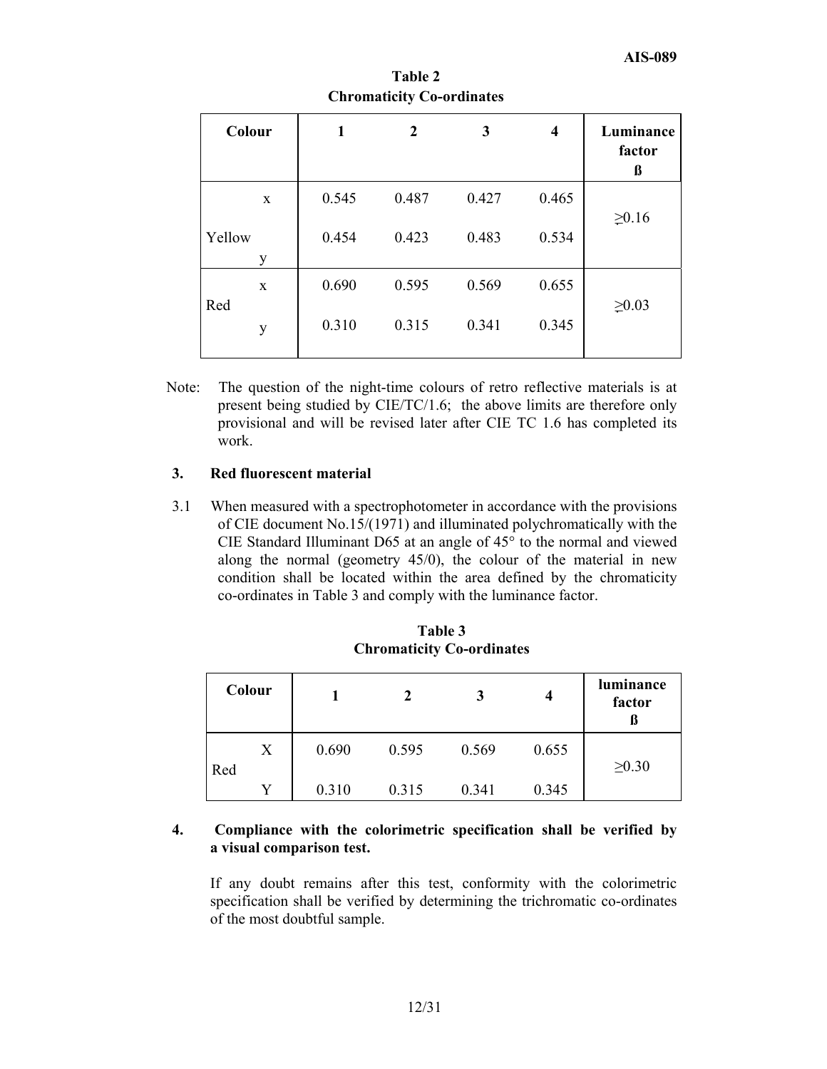**Table 2**
**Chromaticity Co-ordinates**

| Colour | | 1 | 2 | 3 | 4 | Luminance factor ß |
|---|---|---|---|---|---|---|
| Yellow | x | 0.545 | 0.487 | 0.427 | 0.465 | ≥0.16 |
| | y | 0.454 | 0.423 | 0.483 | 0.534 | |
| Red | x | 0.690 | 0.595 | 0.569 | 0.655 | ≥0.03 |
| | y | 0.310 | 0.315 | 0.341 | 0.345 | |

Note: The question of the night-time colours of retro reflective materials is at present being studied by CIE/TC/1.6; the above limits are therefore only provisional and will be revised later after CIE TC 1.6 has completed its work.

### 3. Red fluorescent material

3.1 When measured with a spectrophotometer in accordance with the provisions of CIE document No.15/(1971) and illuminated polychromatically with the CIE Standard Illuminant D65 at an angle of 45° to the normal and viewed along the normal (geometry 45/0), the colour of the material in new condition shall be located within the area defined by the chromaticity co-ordinates in Table 3 and comply with the luminance factor.

**Table 3**
**Chromaticity Co-ordinates**

| Colour | | 1 | 2 | 3 | 4 | luminance factor ß |
|---|---|---|---|---|---|---|
| Red | X | 0.690 | 0.595 | 0.569 | 0.655 | ≥0.30 |
| | Y | 0.310 | 0.315 | 0.341 | 0.345 | |

### 4. Compliance with the colorimetric specification shall be verified by a visual comparison test.

If any doubt remains after this test, conformity with the colorimetric specification shall be verified by determining the trichromatic co-ordinates of the most doubtful sample.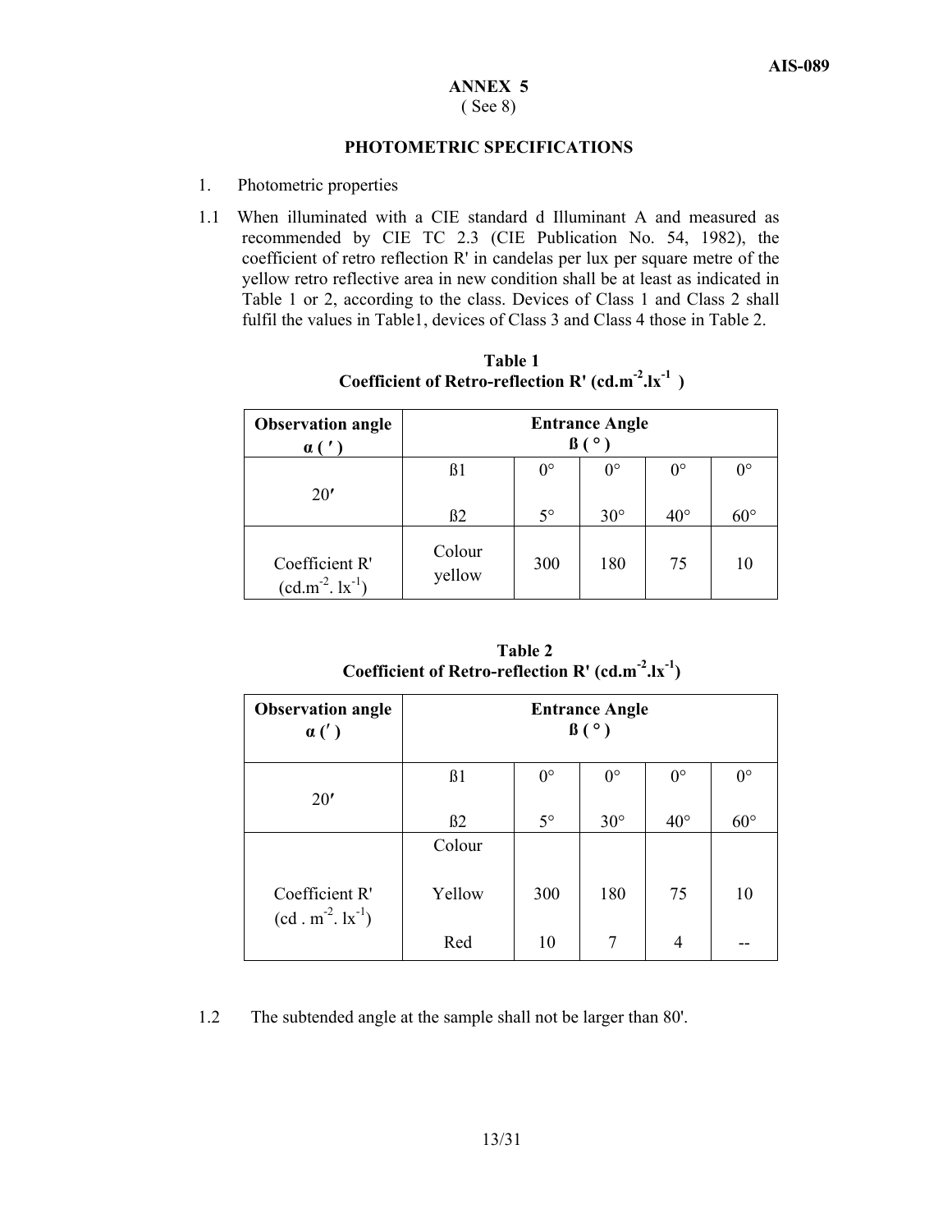## ANNEX 5

( See 8)

### PHOTOMETRIC SPECIFICATIONS

1. Photometric properties

1.1 When illuminated with a CIE standard d Illuminant A and measured as recommended by CIE TC 2.3 (CIE Publication No. 54, 1982), the coefficient of retro reflection R' in candelas per lux per square metre of the yellow retro reflective area in new condition shall be at least as indicated in Table 1 or 2, according to the class. Devices of Class 1 and Class 2 shall fulfil the values in Table1, devices of Class 3 and Class 4 those in Table 2.

**Table 1**
**Coefficient of Retro-reflection R' ($cd.m^{-2}.lx^{-1}$ )**

| Observation angle α ( ′ ) | Entrance Angle ß ( ° ) | | | | |
|---|---|---|---|---|---|
| 20′ | ß1 | 0° | 0° | 0° | 0° |
| | ß2 | 5° | 30° | 40° | 60° |
| Coefficient R' ($cd.m^{-2}. lx^{-1}$) | Colour yellow | 300 | 180 | 75 | 10 |

**Table 2**
**Coefficient of Retro-reflection R' ($cd.m^{-2}.lx^{-1}$)**

| Observation angle α (′ ) | Entrance Angle ß ( ° ) | | | | |
|---|---|---|---|---|---|
| 20′ | ß1 | 0° | 0° | 0° | 0° |
| | ß2 | 5° | 30° | 40° | 60° |
| Coefficient R' ($cd . m^{-2}. lx^{-1}$) | Colour | | | | |
| | Yellow | 300 | 180 | 75 | 10 |
| | Red | 10 | 7 | 4 | -- |

1.2 The subtended angle at the sample shall not be larger than 80'.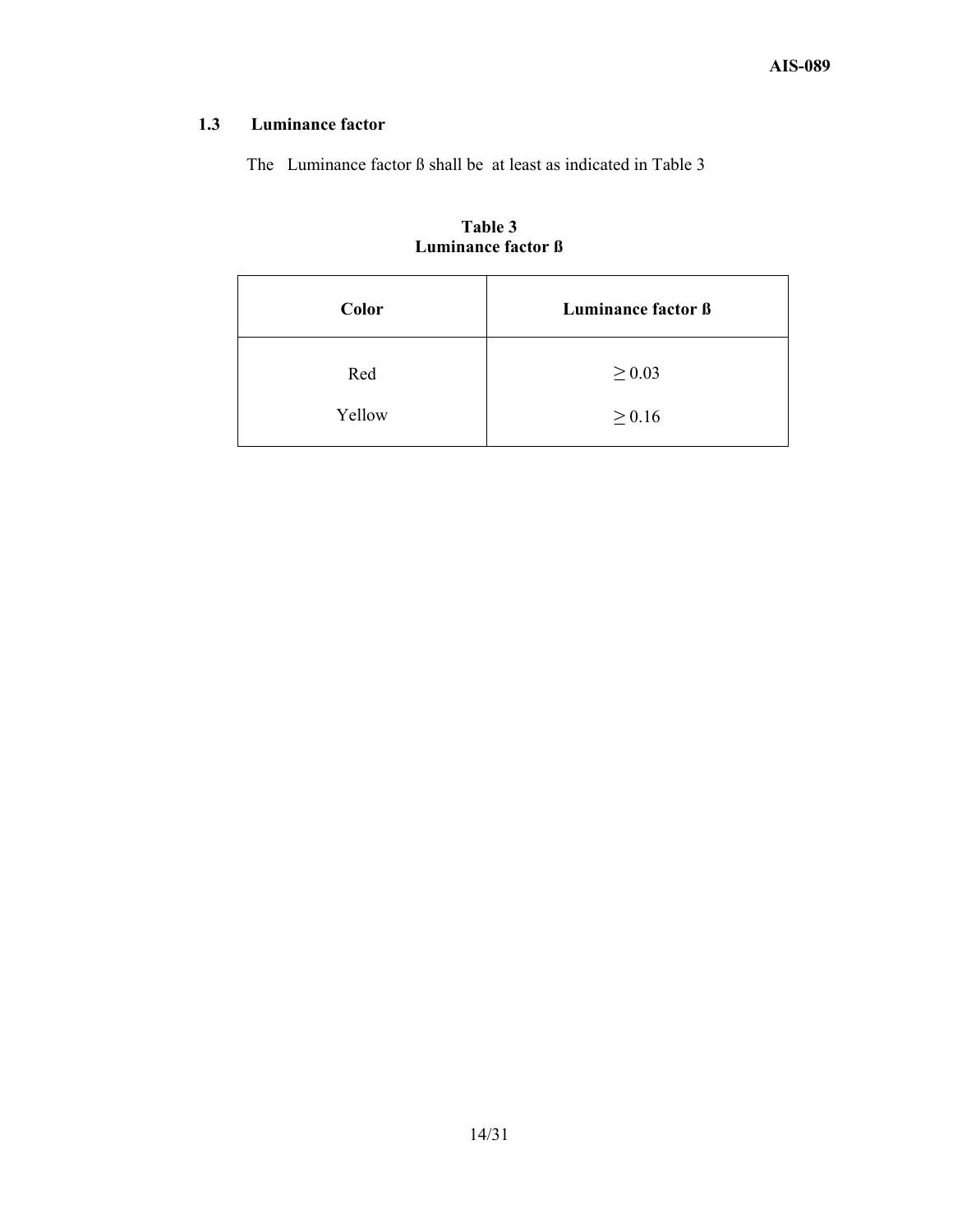### 1.3 Luminance factor

The Luminance factor ß shall be at least as indicated in Table 3

**Table 3**
**Luminance factor ß**

| Color | Luminance factor ß |
|---|---|
| Red | ≥ 0.03 |
| Yellow | ≥ 0.16 |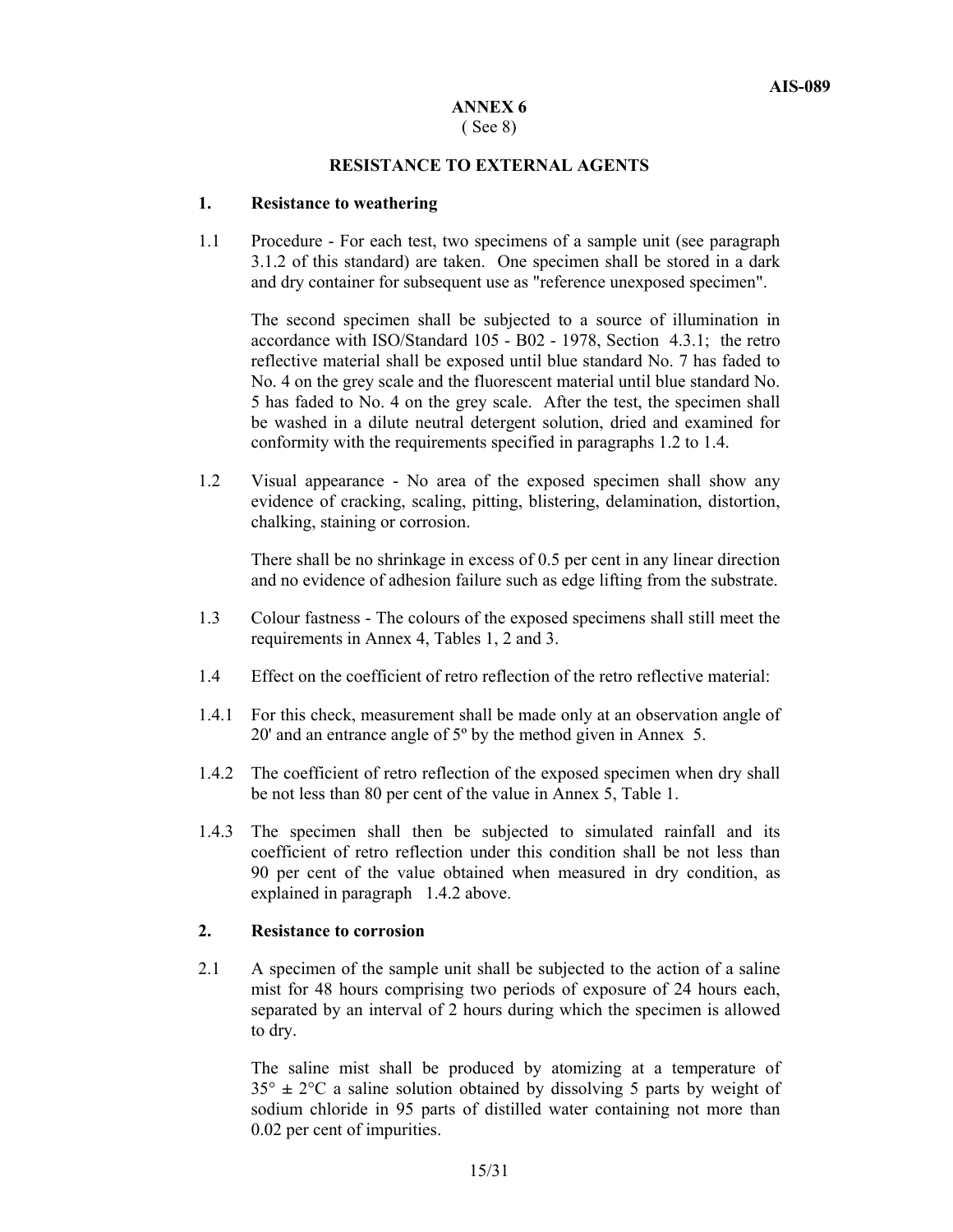# ANNEX 6

( See 8)

## RESISTANCE TO EXTERNAL AGENTS

### 1. Resistance to weathering

1.1 Procedure - For each test, two specimens of a sample unit (see paragraph 3.1.2 of this standard) are taken. One specimen shall be stored in a dark and dry container for subsequent use as "reference unexposed specimen".

The second specimen shall be subjected to a source of illumination in accordance with ISO/Standard 105 - B02 - 1978, Section 4.3.1; the retro reflective material shall be exposed until blue standard No. 7 has faded to No. 4 on the grey scale and the fluorescent material until blue standard No. 5 has faded to No. 4 on the grey scale. After the test, the specimen shall be washed in a dilute neutral detergent solution, dried and examined for conformity with the requirements specified in paragraphs 1.2 to 1.4.

1.2 Visual appearance - No area of the exposed specimen shall show any evidence of cracking, scaling, pitting, blistering, delamination, distortion, chalking, staining or corrosion.

There shall be no shrinkage in excess of 0.5 per cent in any linear direction and no evidence of adhesion failure such as edge lifting from the substrate.

1.3 Colour fastness - The colours of the exposed specimens shall still meet the requirements in Annex 4, Tables 1, 2 and 3.

1.4 Effect on the coefficient of retro reflection of the retro reflective material:

1.4.1 For this check, measurement shall be made only at an observation angle of 20' and an entrance angle of 5º by the method given in Annex 5.

1.4.2 The coefficient of retro reflection of the exposed specimen when dry shall be not less than 80 per cent of the value in Annex 5, Table 1.

1.4.3 The specimen shall then be subjected to simulated rainfall and its coefficient of retro reflection under this condition shall be not less than 90 per cent of the value obtained when measured in dry condition, as explained in paragraph 1.4.2 above.

### 2. Resistance to corrosion

2.1 A specimen of the sample unit shall be subjected to the action of a saline mist for 48 hours comprising two periods of exposure of 24 hours each, separated by an interval of 2 hours during which the specimen is allowed to dry.

The saline mist shall be produced by atomizing at a temperature of 35° ± 2°C a saline solution obtained by dissolving 5 parts by weight of sodium chloride in 95 parts of distilled water containing not more than 0.02 per cent of impurities.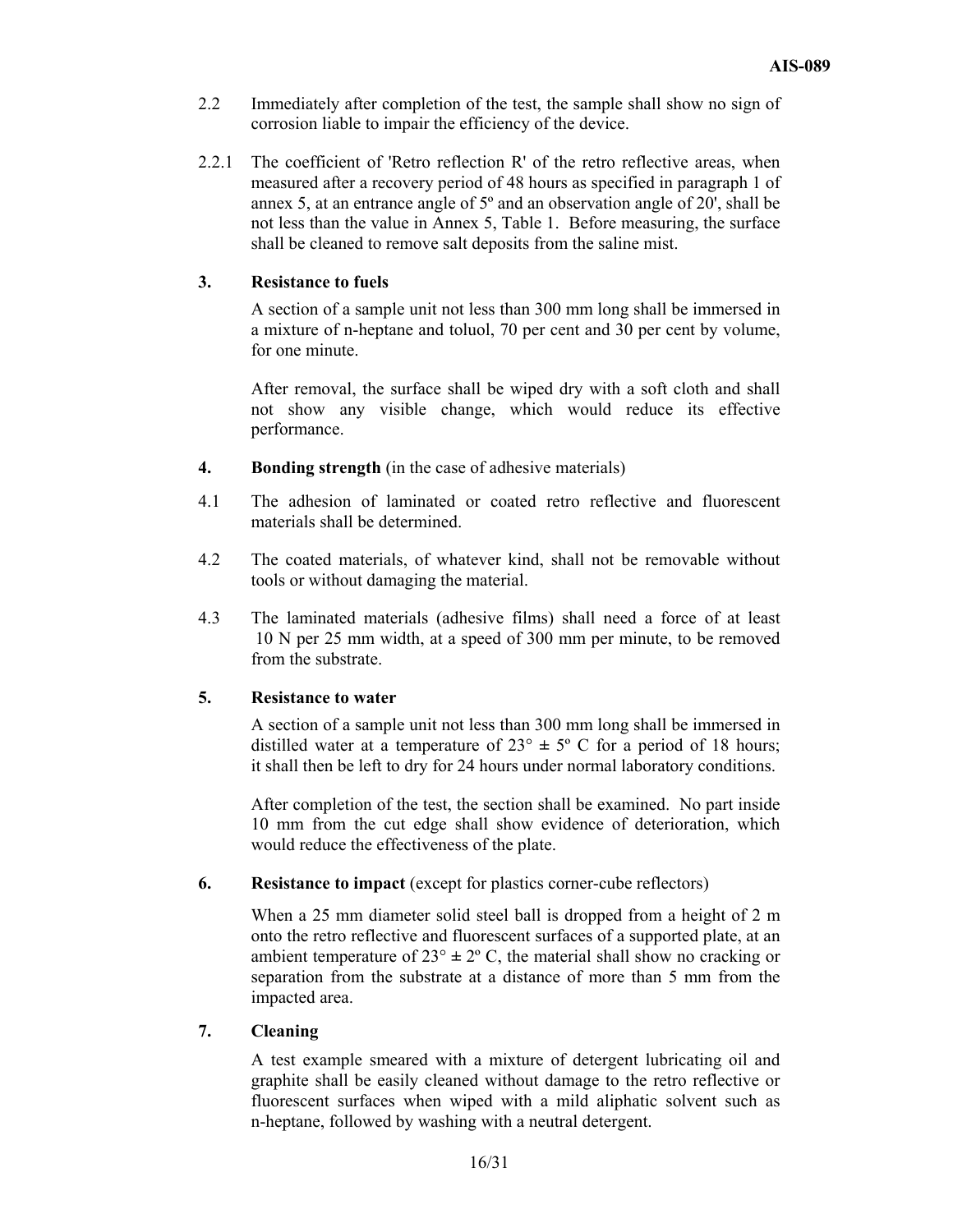2.2 Immediately after completion of the test, the sample shall show no sign of corrosion liable to impair the efficiency of the device.

2.2.1 The coefficient of 'Retro reflection R' of the retro reflective areas, when measured after a recovery period of 48 hours as specified in paragraph 1 of annex 5, at an entrance angle of 5º and an observation angle of 20', shall be not less than the value in Annex 5, Table 1. Before measuring, the surface shall be cleaned to remove salt deposits from the saline mist.

**3. Resistance to fuels**

A section of a sample unit not less than 300 mm long shall be immersed in a mixture of n-heptane and toluol, 70 per cent and 30 per cent by volume, for one minute.

After removal, the surface shall be wiped dry with a soft cloth and shall not show any visible change, which would reduce its effective performance.

**4. Bonding strength** (in the case of adhesive materials)

4.1 The adhesion of laminated or coated retro reflective and fluorescent materials shall be determined.

4.2 The coated materials, of whatever kind, shall not be removable without tools or without damaging the material.

4.3 The laminated materials (adhesive films) shall need a force of at least 10 N per 25 mm width, at a speed of 300 mm per minute, to be removed from the substrate.

**5. Resistance to water**

A section of a sample unit not less than 300 mm long shall be immersed in distilled water at a temperature of 23° ± 5º C for a period of 18 hours; it shall then be left to dry for 24 hours under normal laboratory conditions.

After completion of the test, the section shall be examined. No part inside 10 mm from the cut edge shall show evidence of deterioration, which would reduce the effectiveness of the plate.

**6. Resistance to impact** (except for plastics corner-cube reflectors)

When a 25 mm diameter solid steel ball is dropped from a height of 2 m onto the retro reflective and fluorescent surfaces of a supported plate, at an ambient temperature of 23° ± 2º C, the material shall show no cracking or separation from the substrate at a distance of more than 5 mm from the impacted area.

**7. Cleaning**

A test example smeared with a mixture of detergent lubricating oil and graphite shall be easily cleaned without damage to the retro reflective or fluorescent surfaces when wiped with a mild aliphatic solvent such as n-heptane, followed by washing with a neutral detergent.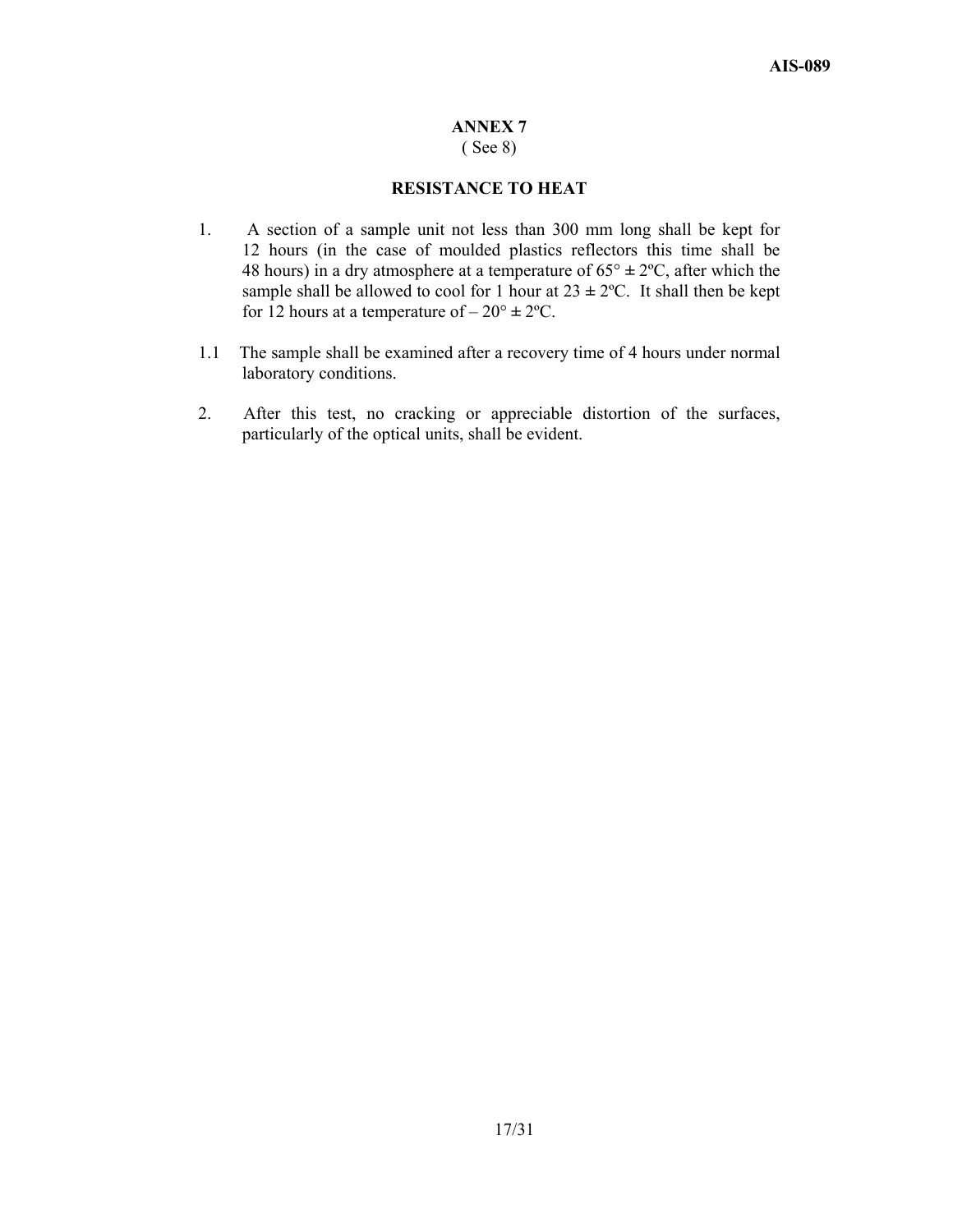# ANNEX 7

( See 8)

## RESISTANCE TO HEAT

1. A section of a sample unit not less than 300 mm long shall be kept for 12 hours (in the case of moulded plastics reflectors this time shall be 48 hours) in a dry atmosphere at a temperature of 65° ± 2ºC, after which the sample shall be allowed to cool for 1 hour at 23 ± 2ºC. It shall then be kept for 12 hours at a temperature of – 20° ± 2ºC.

1.1 The sample shall be examined after a recovery time of 4 hours under normal laboratory conditions.

2. After this test, no cracking or appreciable distortion of the surfaces, particularly of the optical units, shall be evident.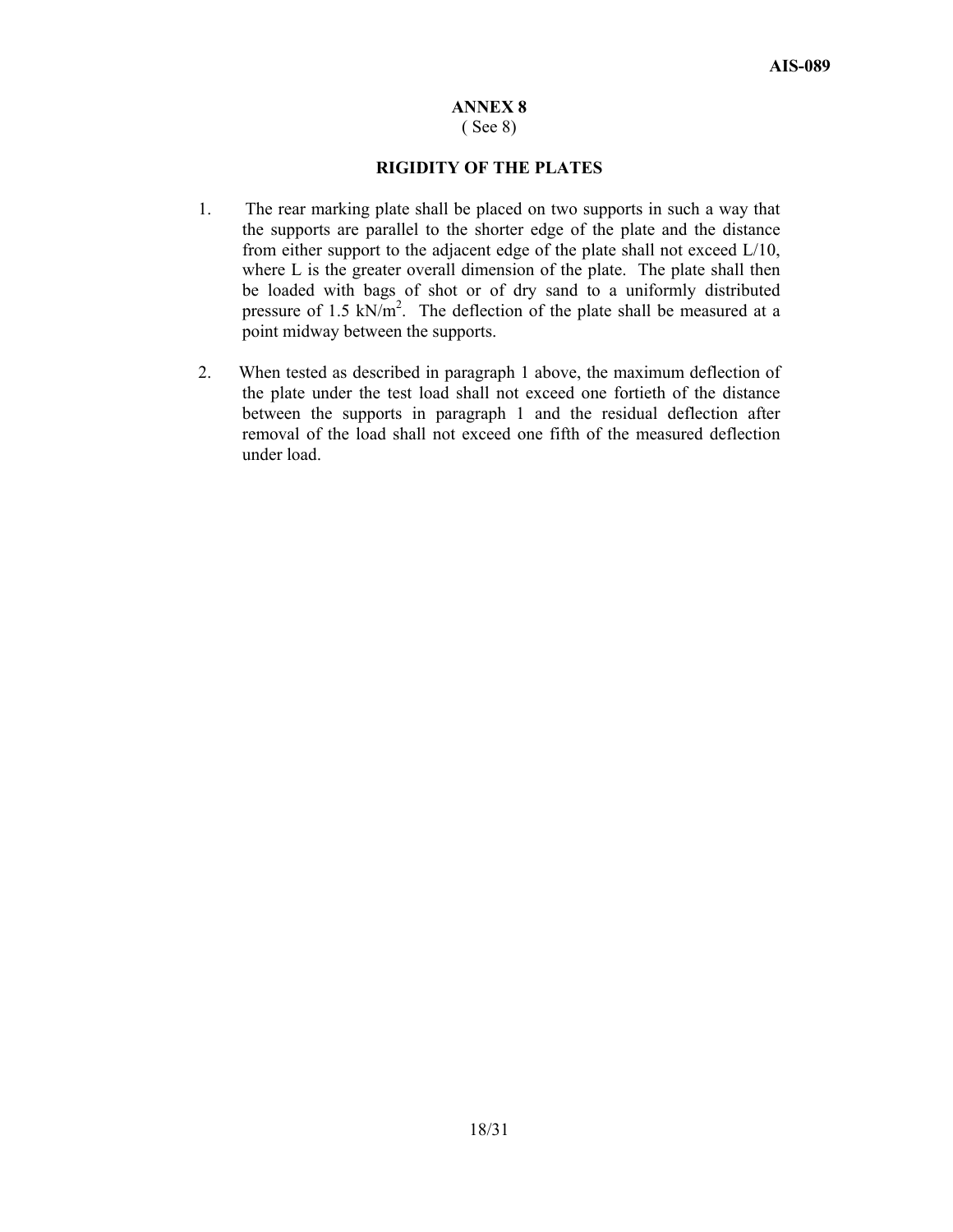# ANNEX 8

( See 8)

## RIGIDITY OF THE PLATES

1. The rear marking plate shall be placed on two supports in such a way that the supports are parallel to the shorter edge of the plate and the distance from either support to the adjacent edge of the plate shall not exceed L/10, where L is the greater overall dimension of the plate. The plate shall then be loaded with bags of shot or of dry sand to a uniformly distributed pressure of 1.5 $kN/m^2$. The deflection of the plate shall be measured at a point midway between the supports.

2. When tested as described in paragraph 1 above, the maximum deflection of the plate under the test load shall not exceed one fortieth of the distance between the supports in paragraph 1 and the residual deflection after removal of the load shall not exceed one fifth of the measured deflection under load.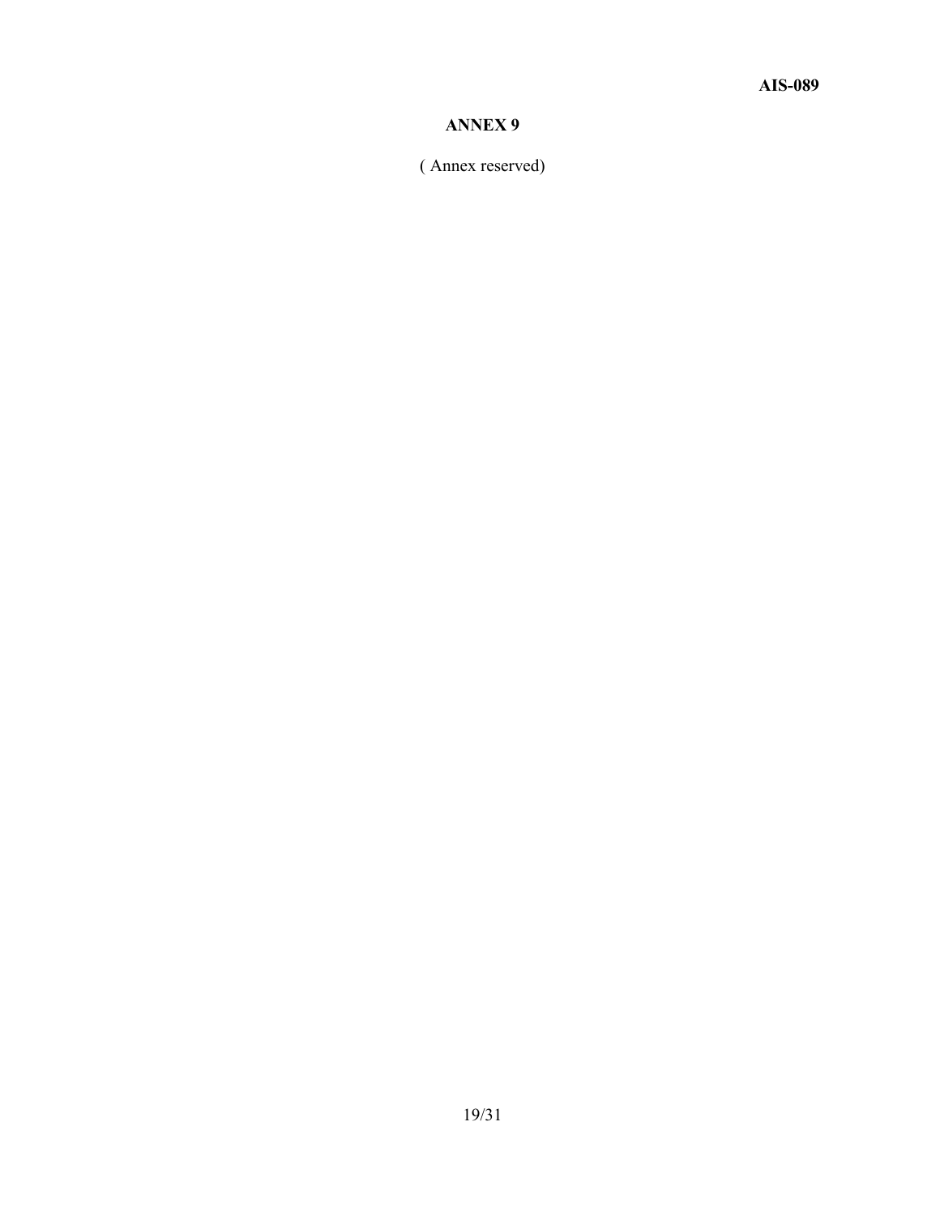## ANNEX 9

( Annex reserved)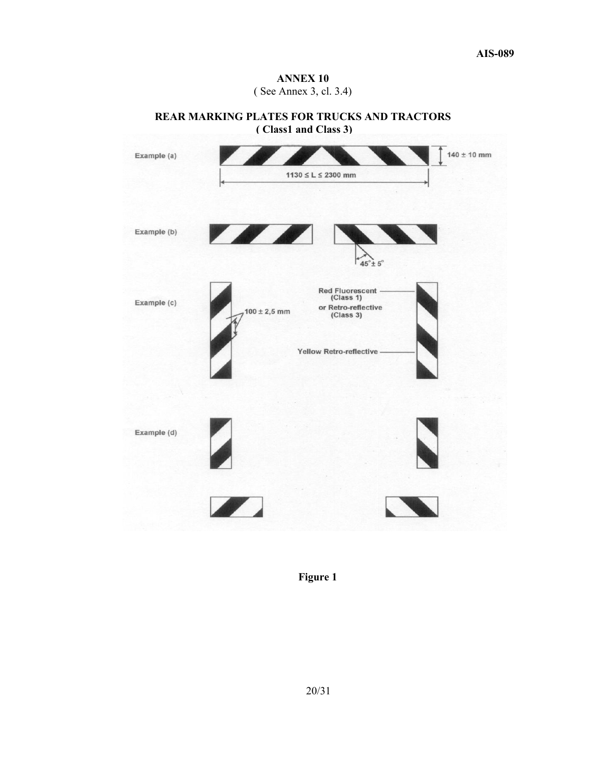## ANNEX 10

( See Annex 3, cl. 3.4)

### REAR MARKING PLATES FOR TRUCKS AND TRACTORS
( Class1 and Class 3)

Example (a)

140 ± 10 mm

1130 ≤ L ≤ 2300 mm

Example (b)

45° ± 5°

Example (c)

100 ± 2,5 mm

Red Fluorescent (Class 1) or Retro-reflective (Class 3)

Yellow Retro-reflective

Example (d)

**Figure 1**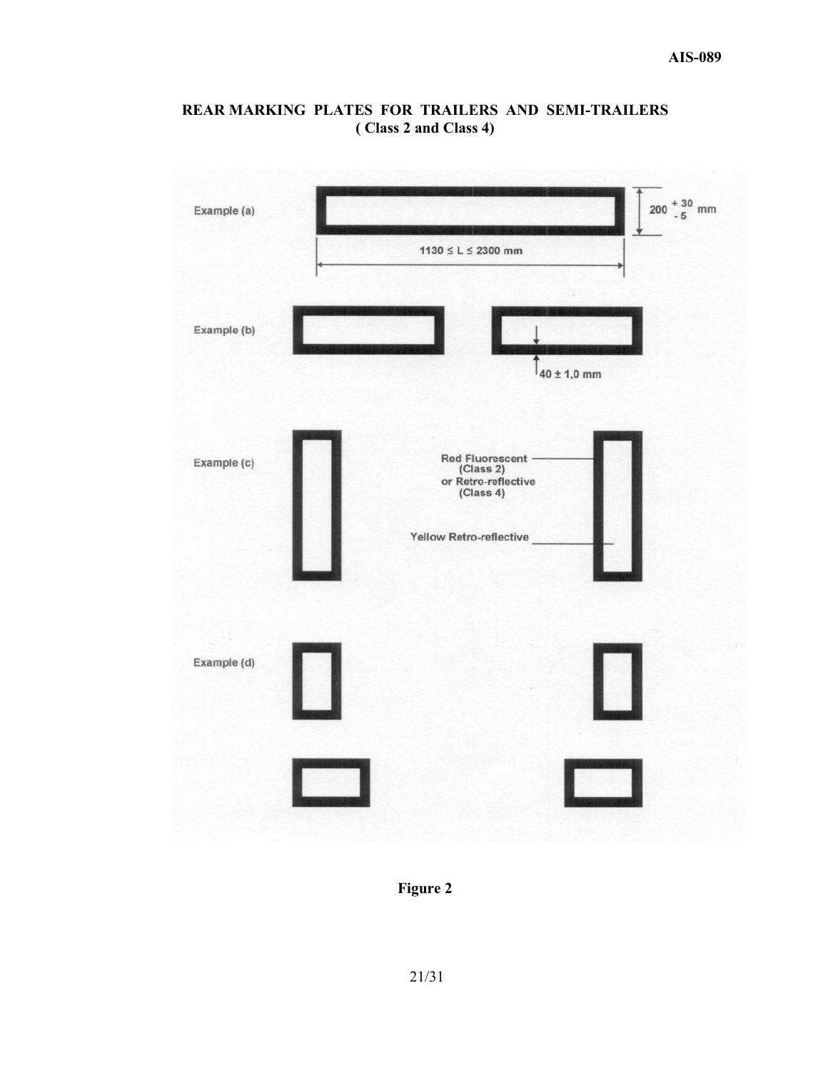**REAR MARKING PLATES FOR TRAILERS AND SEMI-TRAILERS ( Class 2 and Class 4)**

Example (a)

$200^{+30}_{-5}$ mm

$1130 \le L \le 2300$ mm

Example (b)

$40 \pm 1{,}0$ mm

Example (c)

Red Fluorescent (Class 2) or Retro-reflective (Class 4)

Yellow Retro-reflective

Example (d)

**Figure 2**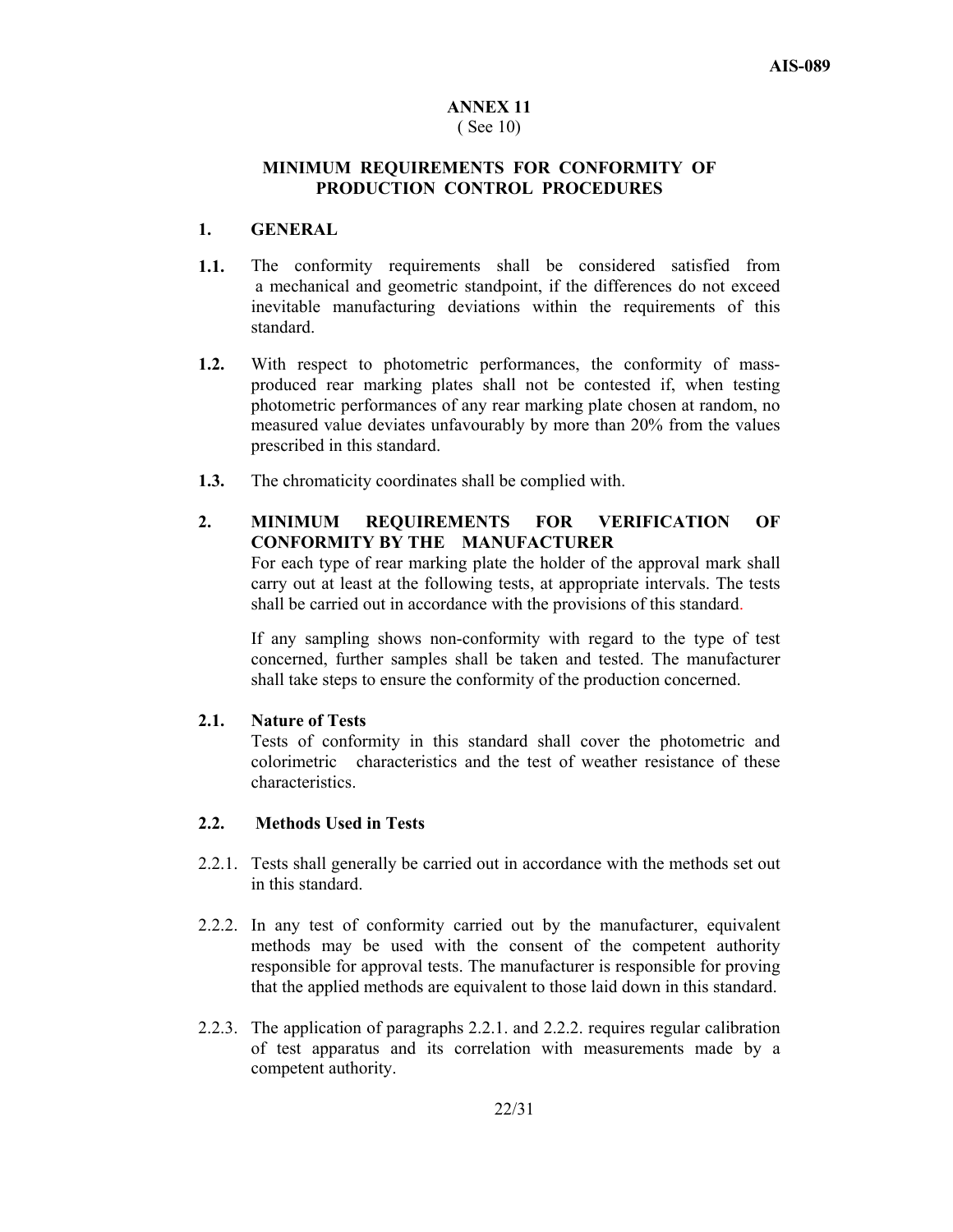# ANNEX 11

( See 10)

## MINIMUM REQUIREMENTS FOR CONFORMITY OF PRODUCTION CONTROL PROCEDURES

### 1. GENERAL

**1.1.** The conformity requirements shall be considered satisfied from a mechanical and geometric standpoint, if the differences do not exceed inevitable manufacturing deviations within the requirements of this standard.

**1.2.** With respect to photometric performances, the conformity of mass-produced rear marking plates shall not be contested if, when testing photometric performances of any rear marking plate chosen at random, no measured value deviates unfavourably by more than 20% from the values prescribed in this standard.

**1.3.** The chromaticity coordinates shall be complied with.

### 2. MINIMUM REQUIREMENTS FOR VERIFICATION OF CONFORMITY BY THE MANUFACTURER

For each type of rear marking plate the holder of the approval mark shall carry out at least at the following tests, at appropriate intervals. The tests shall be carried out in accordance with the provisions of this standard.

If any sampling shows non-conformity with regard to the type of test concerned, further samples shall be taken and tested. The manufacturer shall take steps to ensure the conformity of the production concerned.

#### 2.1. Nature of Tests

Tests of conformity in this standard shall cover the photometric and colorimetric characteristics and the test of weather resistance of these characteristics.

#### 2.2. Methods Used in Tests

2.2.1. Tests shall generally be carried out in accordance with the methods set out in this standard.

2.2.2. In any test of conformity carried out by the manufacturer, equivalent methods may be used with the consent of the competent authority responsible for approval tests. The manufacturer is responsible for proving that the applied methods are equivalent to those laid down in this standard.

2.2.3. The application of paragraphs 2.2.1. and 2.2.2. requires regular calibration of test apparatus and its correlation with measurements made by a competent authority.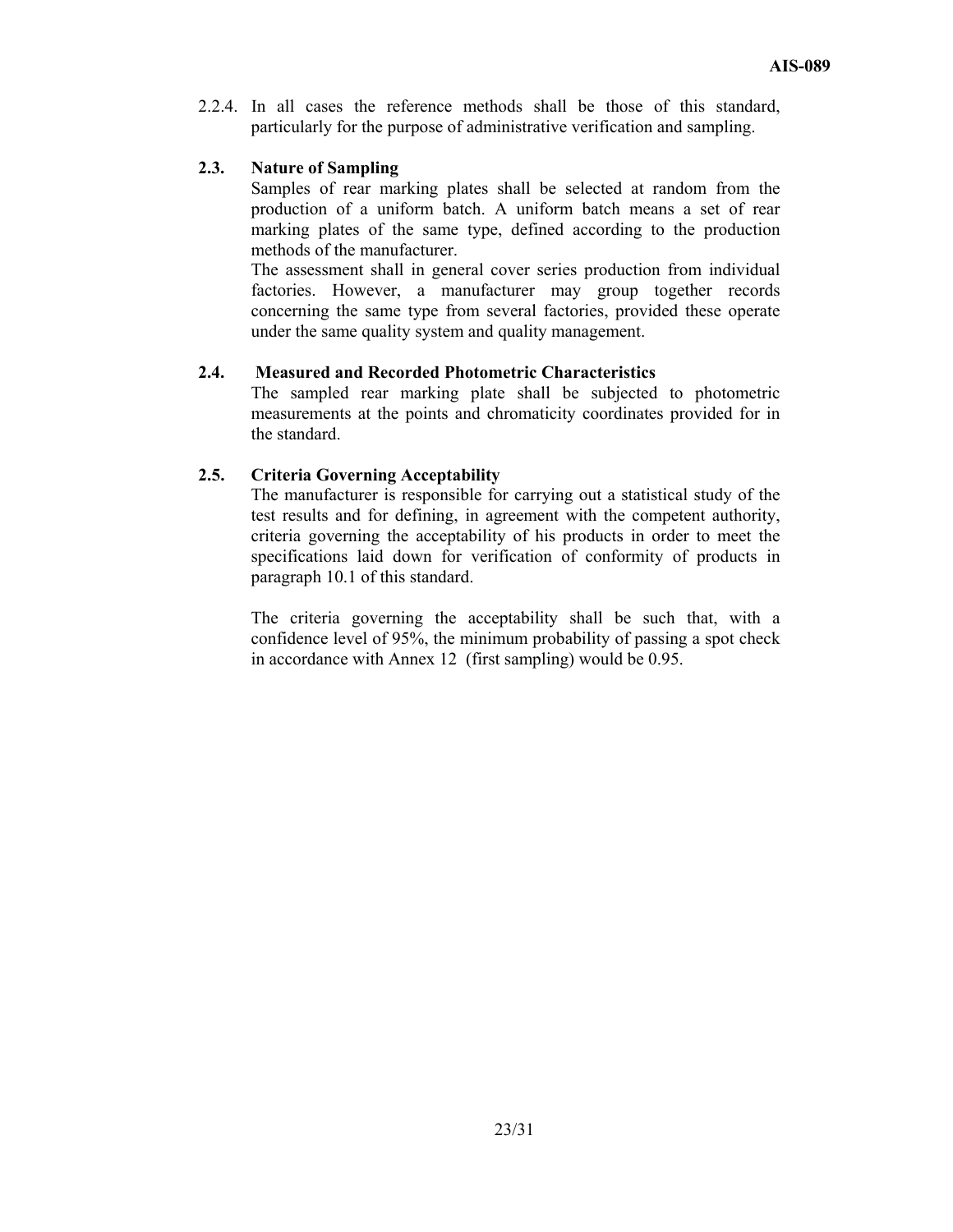2.2.4. In all cases the reference methods shall be those of this standard, particularly for the purpose of administrative verification and sampling.

### 2.3. Nature of Sampling

Samples of rear marking plates shall be selected at random from the production of a uniform batch. A uniform batch means a set of rear marking plates of the same type, defined according to the production methods of the manufacturer.

The assessment shall in general cover series production from individual factories. However, a manufacturer may group together records concerning the same type from several factories, provided these operate under the same quality system and quality management.

### 2.4. Measured and Recorded Photometric Characteristics

The sampled rear marking plate shall be subjected to photometric measurements at the points and chromaticity coordinates provided for in the standard.

### 2.5. Criteria Governing Acceptability

The manufacturer is responsible for carrying out a statistical study of the test results and for defining, in agreement with the competent authority, criteria governing the acceptability of his products in order to meet the specifications laid down for verification of conformity of products in paragraph 10.1 of this standard.

The criteria governing the acceptability shall be such that, with a confidence level of 95%, the minimum probability of passing a spot check in accordance with Annex 12 (first sampling) would be 0.95.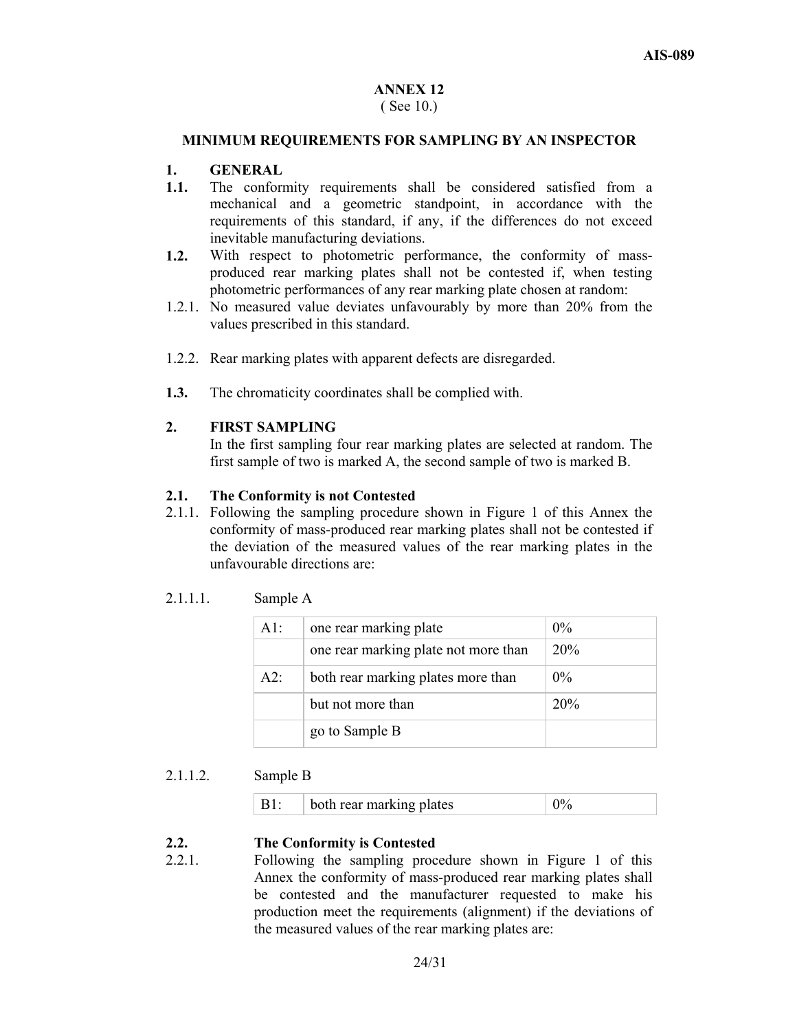## ANNEX 12

( See 10.)

### MINIMUM REQUIREMENTS FOR SAMPLING BY AN INSPECTOR

**1. GENERAL**

**1.1.** The conformity requirements shall be considered satisfied from a mechanical and a geometric standpoint, in accordance with the requirements of this standard, if any, if the differences do not exceed inevitable manufacturing deviations.

**1.2.** With respect to photometric performance, the conformity of mass-produced rear marking plates shall not be contested if, when testing photometric performances of any rear marking plate chosen at random:

1.2.1. No measured value deviates unfavourably by more than 20% from the values prescribed in this standard.

1.2.2. Rear marking plates with apparent defects are disregarded.

**1.3.** The chromaticity coordinates shall be complied with.

**2. FIRST SAMPLING**

In the first sampling four rear marking plates are selected at random. The first sample of two is marked A, the second sample of two is marked B.

**2.1. The Conformity is not Contested**

2.1.1. Following the sampling procedure shown in Figure 1 of this Annex the conformity of mass-produced rear marking plates shall not be contested if the deviation of the measured values of the rear marking plates in the unfavourable directions are:

2.1.1.1. Sample A

| | | |
|---|---|---|
| A1: | one rear marking plate | 0% |
| | one rear marking plate not more than | 20% |
| A2: | both rear marking plates more than | 0% |
| | but not more than | 20% |
| | go to Sample B | |

2.1.1.2. Sample B

| | | |
|---|---|---|
| B1: | both rear marking plates | 0% |

**2.2. The Conformity is Contested**

2.2.1. Following the sampling procedure shown in Figure 1 of this Annex the conformity of mass-produced rear marking plates shall be contested and the manufacturer requested to make his production meet the requirements (alignment) if the deviations of the measured values of the rear marking plates are: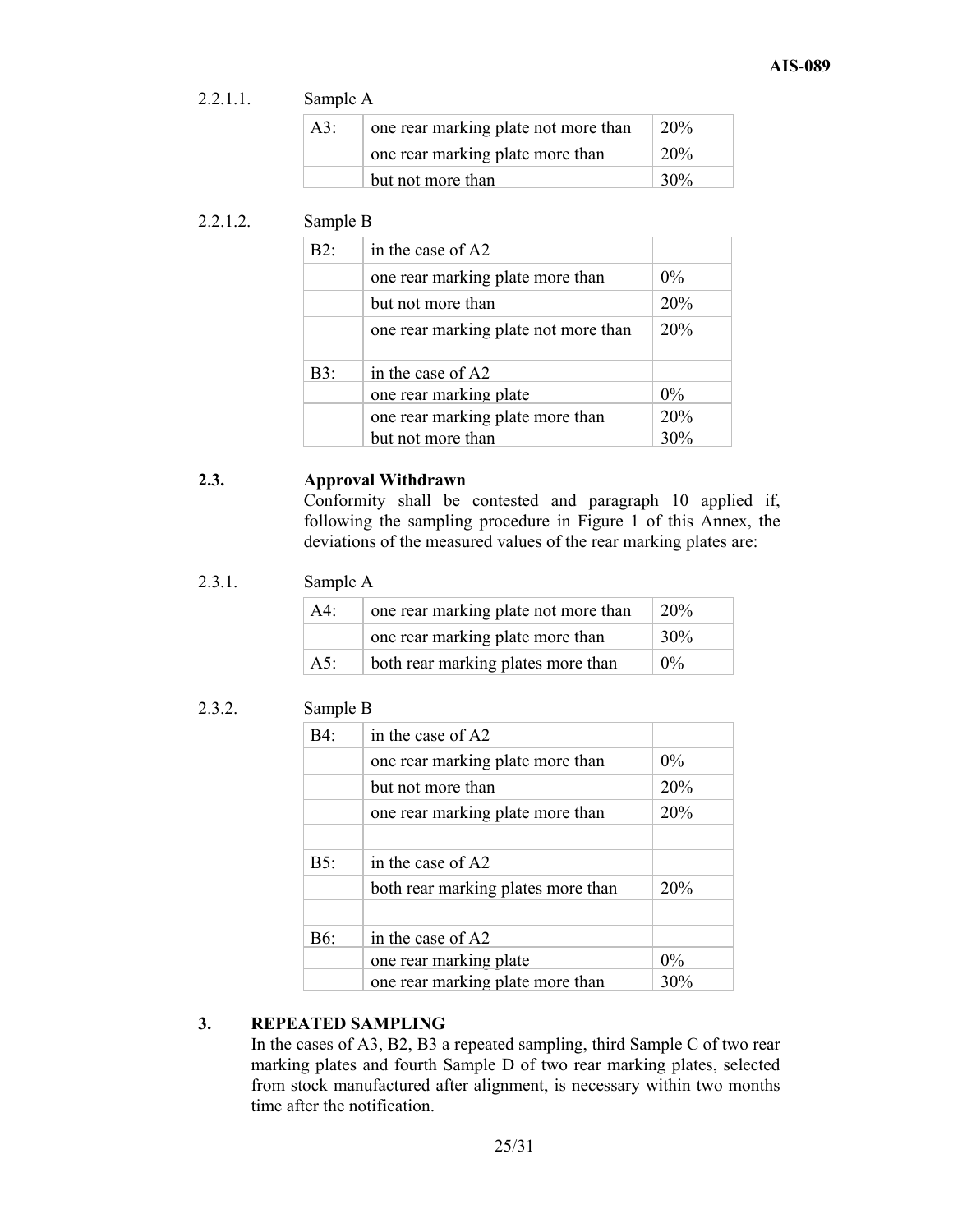2.2.1.1. Sample A

| | | |
|---|---|---|
| A3: | one rear marking plate not more than | 20% |
| | one rear marking plate more than | 20% |
| | but not more than | 30% |

2.2.1.2. Sample B

| | | |
|---|---|---|
| B2: | in the case of A2 | |
| | one rear marking plate more than | 0% |
| | but not more than | 20% |
| | one rear marking plate not more than | 20% |
| | | |
| B3: | in the case of A2 | |
| | one rear marking plate | 0% |
| | one rear marking plate more than | 20% |
| | but not more than | 30% |

**2.3. Approval Withdrawn**

Conformity shall be contested and paragraph 10 applied if, following the sampling procedure in Figure 1 of this Annex, the deviations of the measured values of the rear marking plates are:

2.3.1. Sample A

| | | |
|---|---|---|
| A4: | one rear marking plate not more than | 20% |
| | one rear marking plate more than | 30% |
| A5: | both rear marking plates more than | 0% |

2.3.2. Sample B

| | | |
|---|---|---|
| B4: | in the case of A2 | |
| | one rear marking plate more than | 0% |
| | but not more than | 20% |
| | one rear marking plate more than | 20% |
| | | |
| B5: | in the case of A2 | |
| | both rear marking plates more than | 20% |
| | | |
| B6: | in the case of A2 | |
| | one rear marking plate | 0% |
| | one rear marking plate more than | 30% |

**3. REPEATED SAMPLING**

In the cases of A3, B2, B3 a repeated sampling, third Sample C of two rear marking plates and fourth Sample D of two rear marking plates, selected from stock manufactured after alignment, is necessary within two months time after the notification.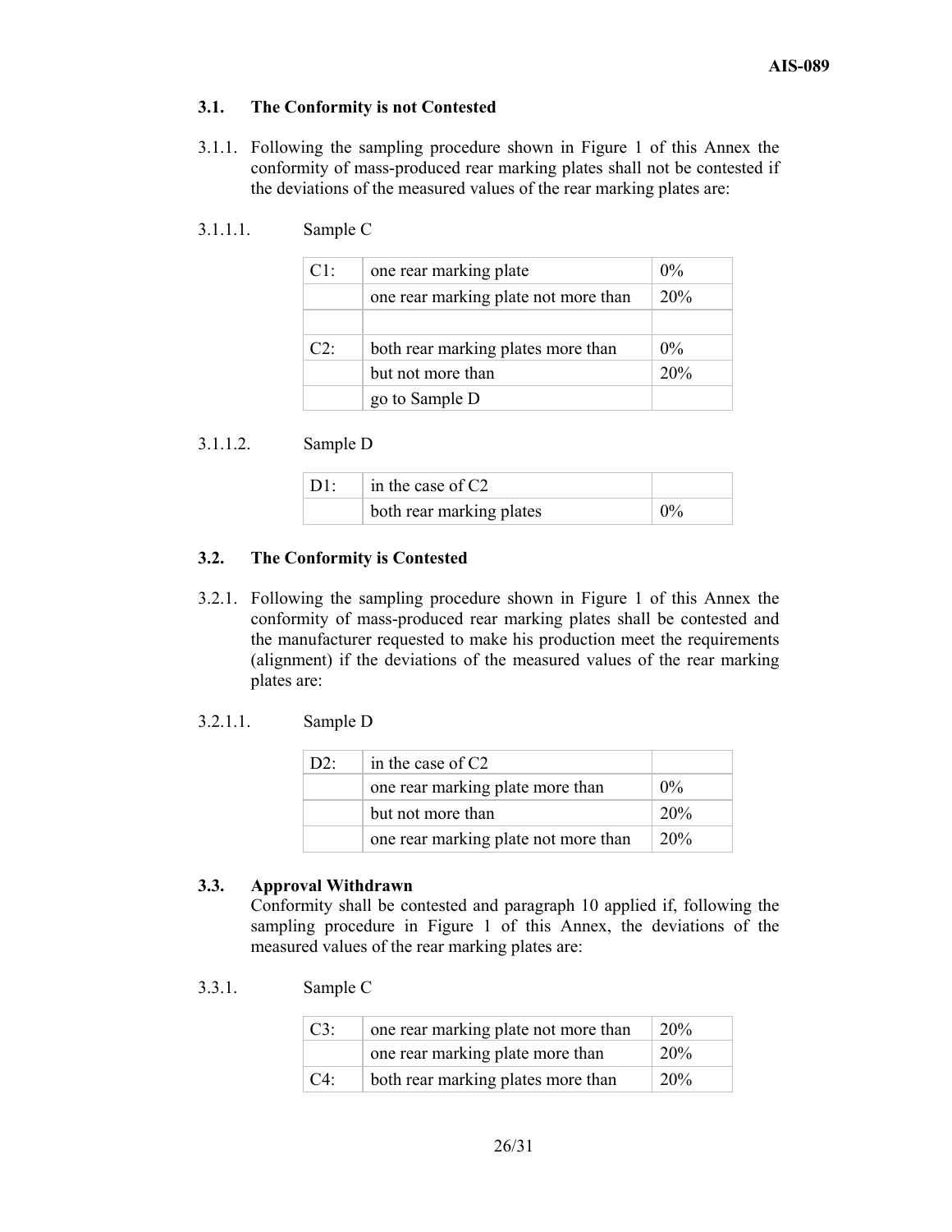### 3.1. The Conformity is not Contested

3.1.1. Following the sampling procedure shown in Figure 1 of this Annex the conformity of mass-produced rear marking plates shall not be contested if the deviations of the measured values of the rear marking plates are:

3.1.1.1. Sample C

| | | |
|---|---|---|
| C1: | one rear marking plate | 0% |
| | one rear marking plate not more than | 20% |
| | | |
| C2: | both rear marking plates more than | 0% |
| | but not more than | 20% |
| | go to Sample D | |

3.1.1.2. Sample D

| | | |
|---|---|---|
| D1: | in the case of C2 | |
| | both rear marking plates | 0% |

### 3.2. The Conformity is Contested

3.2.1. Following the sampling procedure shown in Figure 1 of this Annex the conformity of mass-produced rear marking plates shall be contested and the manufacturer requested to make his production meet the requirements (alignment) if the deviations of the measured values of the rear marking plates are:

3.2.1.1. Sample D

| | | |
|---|---|---|
| D2: | in the case of C2 | |
| | one rear marking plate more than | 0% |
| | but not more than | 20% |
| | one rear marking plate not more than | 20% |

### 3.3. Approval Withdrawn

Conformity shall be contested and paragraph 10 applied if, following the sampling procedure in Figure 1 of this Annex, the deviations of the measured values of the rear marking plates are:

3.3.1. Sample C

| | | |
|---|---|---|
| C3: | one rear marking plate not more than | 20% |
| | one rear marking plate more than | 20% |
| C4: | both rear marking plates more than | 20% |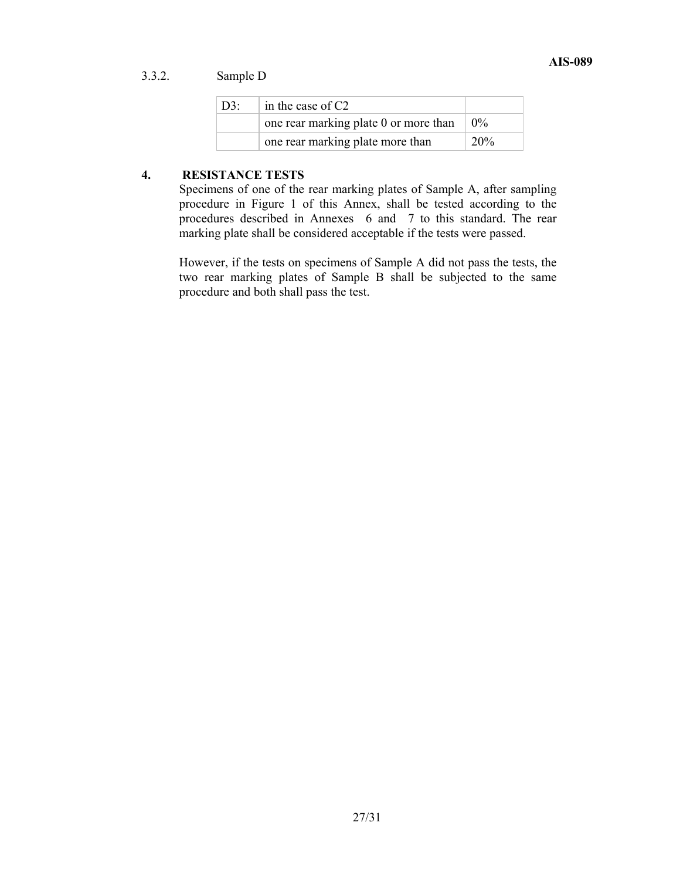3.3.2. Sample D

| D3: | in the case of C2 | |
|---|---|---|
| | one rear marking plate 0 or more than | 0% |
| | one rear marking plate more than | 20% |

## 4. RESISTANCE TESTS

Specimens of one of the rear marking plates of Sample A, after sampling procedure in Figure 1 of this Annex, shall be tested according to the procedures described in Annexes 6 and 7 to this standard. The rear marking plate shall be considered acceptable if the tests were passed.

However, if the tests on specimens of Sample A did not pass the tests, the two rear marking plates of Sample B shall be subjected to the same procedure and both shall pass the test.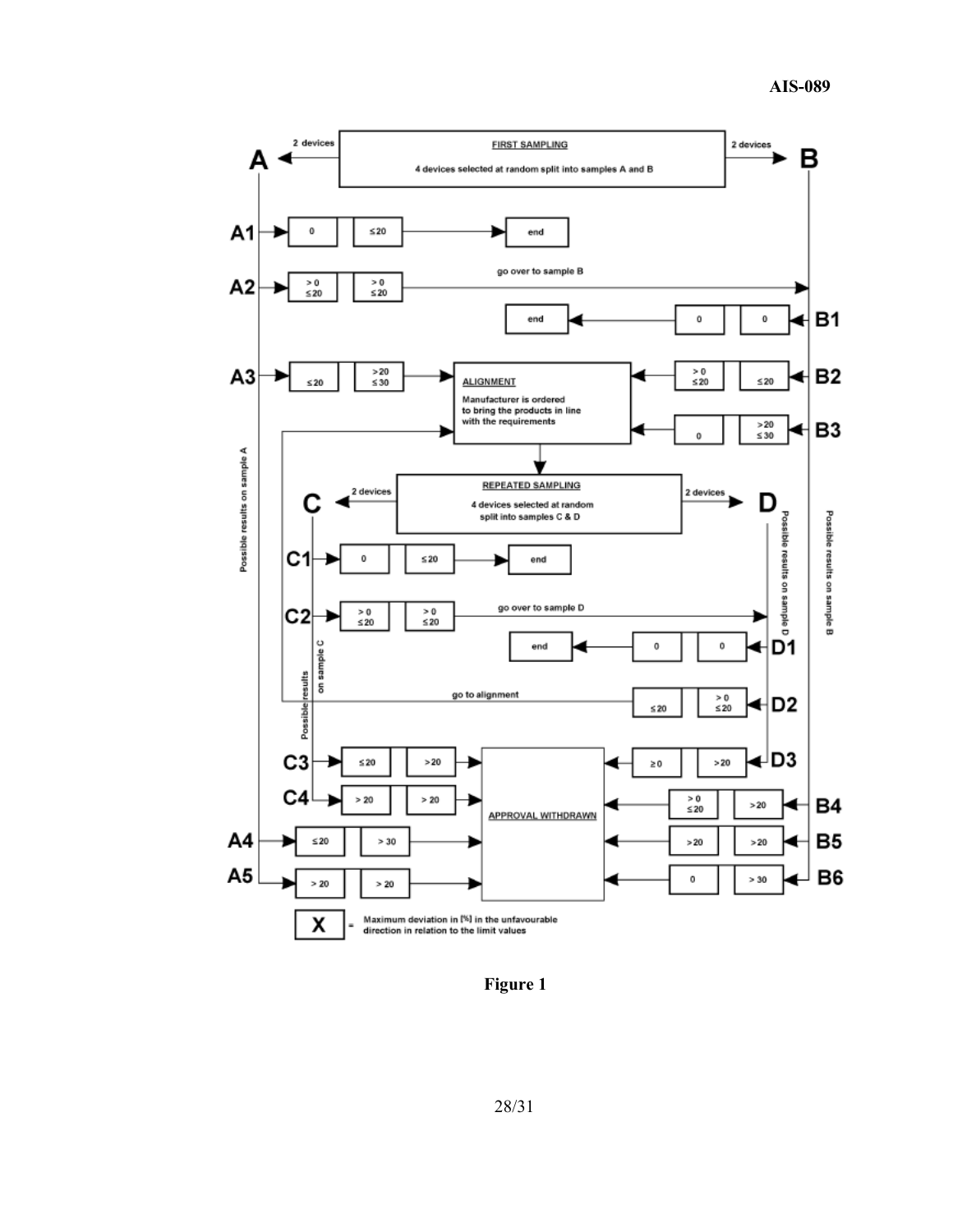FIRST SAMPLING

4 devices selected at random split into samples A and B

2 devices

A

2 devices

B

A1 0 ≤20 end

A2 > 0 ≤20 > 0 ≤20 go over to sample B

B1 0 0 end

A3 ≤20 >20 ≤30

B2 > 0 ≤20 ≤20

B3 0 >20 ≤30

ALIGNMENT

Manufacturer is ordered to bring the products in line with the requirements

REPEATED SAMPLING

4 devices selected at random split into samples C & D

2 devices

C

2 devices

D

C1 0 ≤20 end

C2 > 0 ≤20 > 0 ≤20 go over to sample D

D1 0 0 end

D2 ≤20 > 0 ≤20 go to alignment

C3 ≤20 >20

D3 ≥0 >20

C4 > 20 > 20

B4 > 0 ≤20 >20

A4 ≤20 > 30

B5 >20 >20

A5 > 20 > 20

B6 0 > 30

APPROVAL WITHDRAWN

Possible results on sample A

Possible results on sample B

Possible results on sample C

Possible results on sample D

X = Maximum deviation in [%] in the unfavourable direction in relation to the limit values

**Figure 1**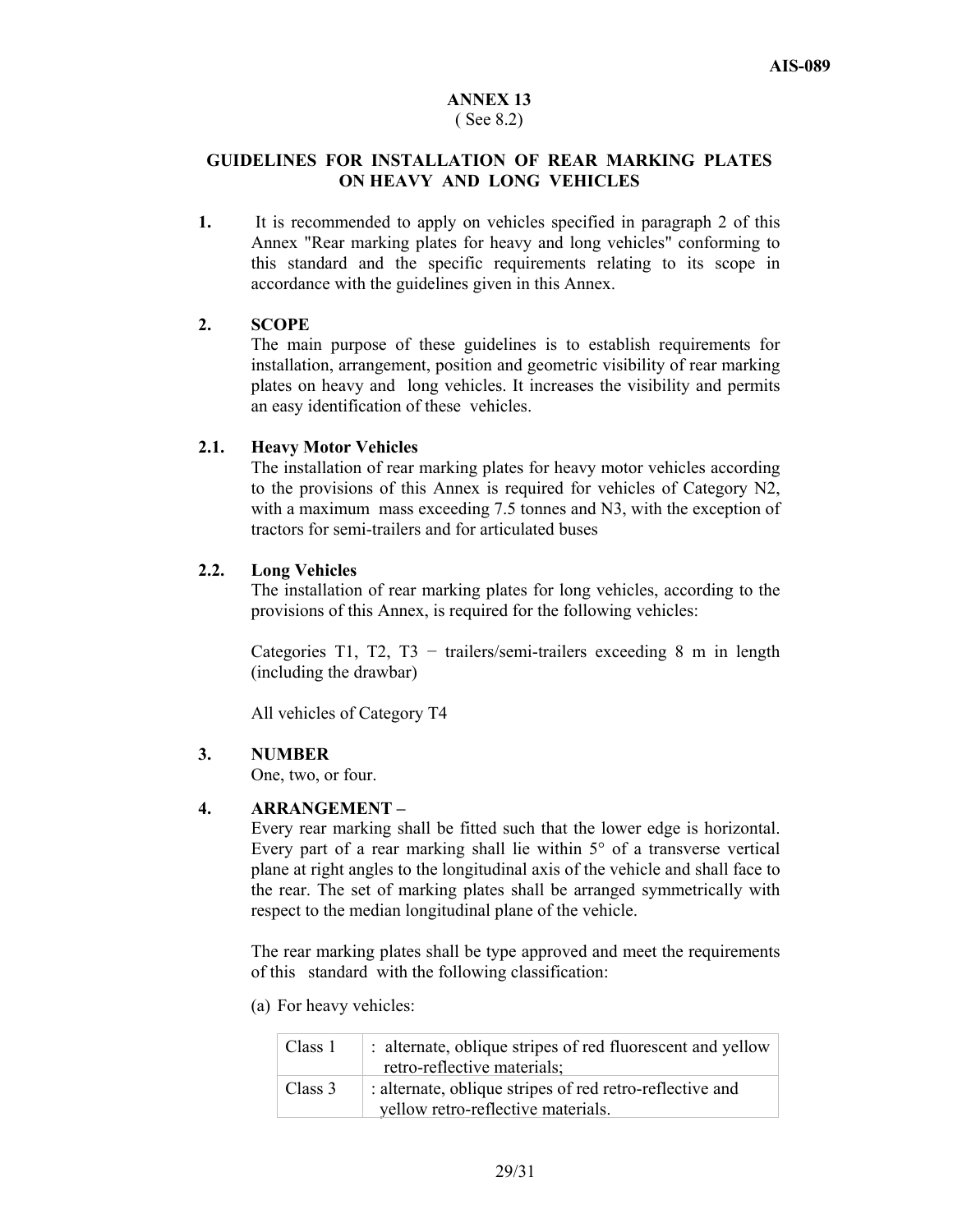## ANNEX 13

( See 8.2)

## GUIDELINES FOR INSTALLATION OF REAR MARKING PLATES ON HEAVY AND LONG VEHICLES

**1.** It is recommended to apply on vehicles specified in paragraph 2 of this Annex "Rear marking plates for heavy and long vehicles" conforming to this standard and the specific requirements relating to its scope in accordance with the guidelines given in this Annex.

**2. SCOPE**

The main purpose of these guidelines is to establish requirements for installation, arrangement, position and geometric visibility of rear marking plates on heavy and long vehicles. It increases the visibility and permits an easy identification of these vehicles.

**2.1. Heavy Motor Vehicles**

The installation of rear marking plates for heavy motor vehicles according to the provisions of this Annex is required for vehicles of Category N2, with a maximum mass exceeding 7.5 tonnes and N3, with the exception of tractors for semi-trailers and for articulated buses

**2.2. Long Vehicles**

The installation of rear marking plates for long vehicles, according to the provisions of this Annex, is required for the following vehicles:

Categories T1, T2, T3 − trailers/semi-trailers exceeding 8 m in length (including the drawbar)

All vehicles of Category T4

**3. NUMBER**

One, two, or four.

**4. ARRANGEMENT –**

Every rear marking shall be fitted such that the lower edge is horizontal. Every part of a rear marking shall lie within 5° of a transverse vertical plane at right angles to the longitudinal axis of the vehicle and shall face to the rear. The set of marking plates shall be arranged symmetrically with respect to the median longitudinal plane of the vehicle.

The rear marking plates shall be type approved and meet the requirements of this standard with the following classification:

(a) For heavy vehicles:

| | |
|---|---|
| Class 1 | : alternate, oblique stripes of red fluorescent and yellow retro-reflective materials; |
| Class 3 | : alternate, oblique stripes of red retro-reflective and yellow retro-reflective materials. |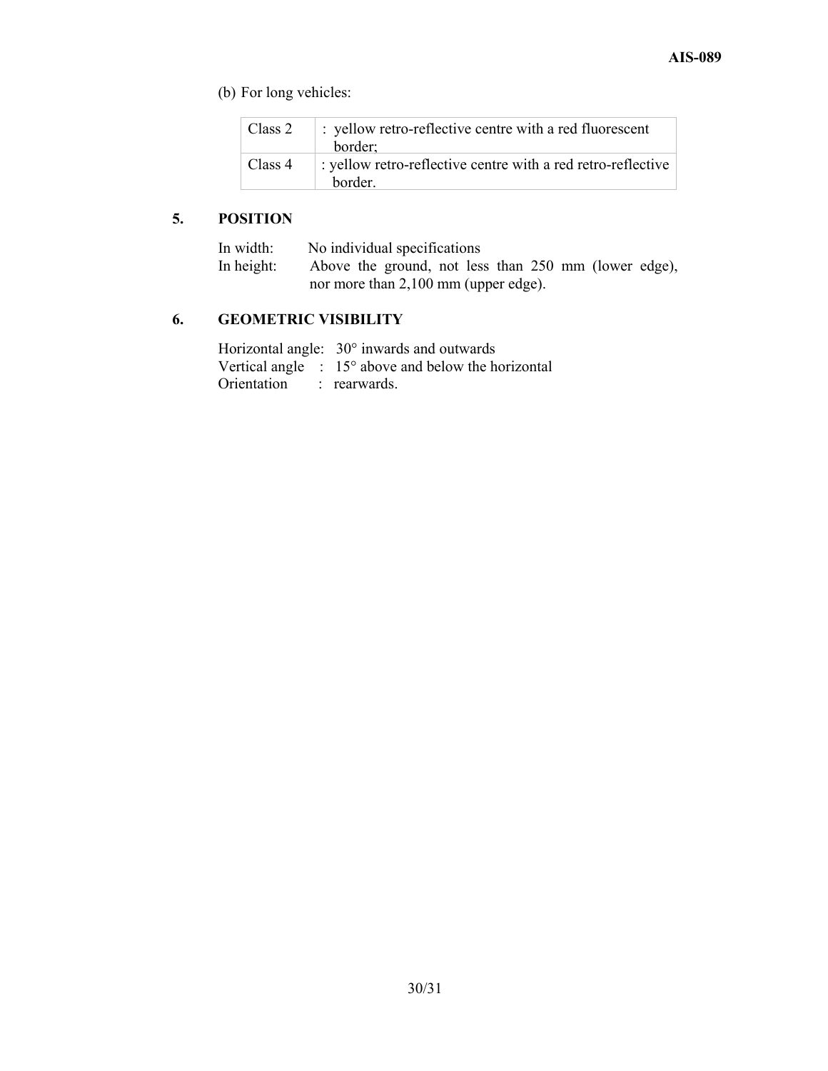(b) For long vehicles:

| | |
|---|---|
| Class 2 | : yellow retro-reflective centre with a red fluorescent border; |
| Class 4 | : yellow retro-reflective centre with a red retro-reflective border. |

## 5. POSITION

In width: No individual specifications

In height: Above the ground, not less than 250 mm (lower edge), nor more than 2,100 mm (upper edge).

## 6. GEOMETRIC VISIBILITY

Horizontal angle: 30° inwards and outwards

Vertical angle : 15° above and below the horizontal

Orientation : rearwards.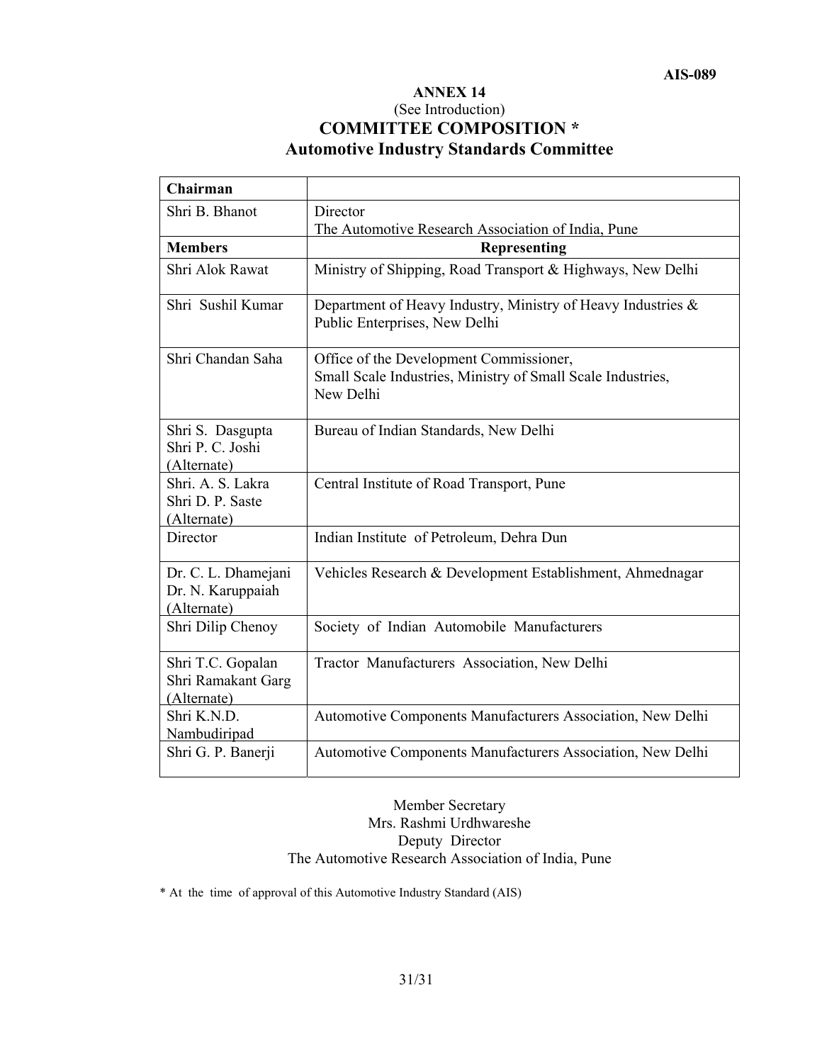**ANNEX 14**

(See Introduction)

# COMMITTEE COMPOSITION *

## Automotive Industry Standards Committee

| **Chairman** | |
|---|---|
| Shri B. Bhanot | Director<br>The Automotive Research Association of India, Pune |
| **Members** | **Representing** |
| Shri Alok Rawat | Ministry of Shipping, Road Transport & Highways, New Delhi |
| Shri Sushil Kumar | Department of Heavy Industry, Ministry of Heavy Industries & Public Enterprises, New Delhi |
| Shri Chandan Saha | Office of the Development Commissioner,<br>Small Scale Industries, Ministry of Small Scale Industries,<br>New Delhi |
| Shri S. Dasgupta<br>Shri P. C. Joshi (Alternate) | Bureau of Indian Standards, New Delhi |
| Shri. A. S. Lakra<br>Shri D. P. Saste (Alternate) | Central Institute of Road Transport, Pune |
| Director | Indian Institute of Petroleum, Dehra Dun |
| Dr. C. L. Dhamejani<br>Dr. N. Karuppaiah (Alternate) | Vehicles Research & Development Establishment, Ahmednagar |
| Shri Dilip Chenoy | Society of Indian Automobile Manufacturers |
| Shri T.C. Gopalan<br>Shri Ramakant Garg (Alternate) | Tractor Manufacturers Association, New Delhi |
| Shri K.N.D. Nambudiripad | Automotive Components Manufacturers Association, New Delhi |
| Shri G. P. Banerji | Automotive Components Manufacturers Association, New Delhi |

Member Secretary
Mrs. Rashmi Urdhwareshe
Deputy Director
The Automotive Research Association of India, Pune

* At the time of approval of this Automotive Industry Standard (AIS)